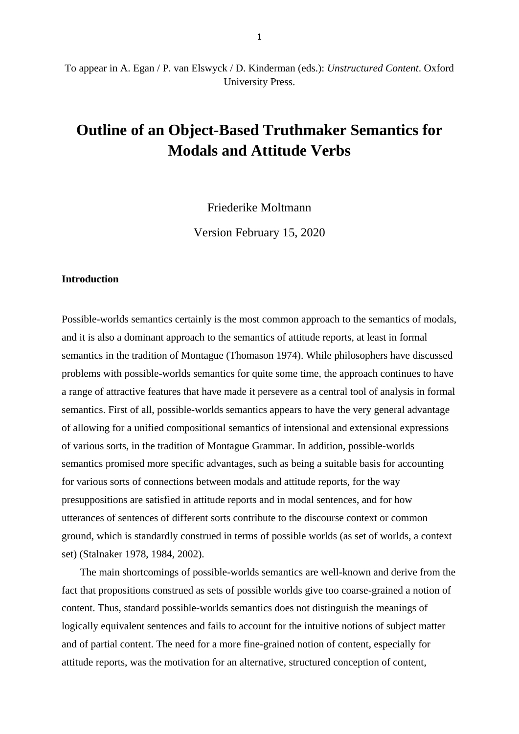To appear in A. Egan / P. van Elswyck / D. Kinderman (eds.): *Unstructured Content*. Oxford University Press.

# Outline of an Object-Based Truthmaker Semantics for Modals and Attitude Verbs

Friederike Moltmann

Version February 15, 2020

**Introduction**

Possible-worlds semantics certainly is the most common approach to the semantics of modals, and it is also a dominant approach to the semantics of attitude reports, at least in formal semantics in the tradition of Montague (Thomason 1974). While philosophers have discussed problems with possible-worlds semantics for quite some time, the approach continues to have a range of attractive features that have made it persevere as a central tool of analysis in formal semantics. First of all, possible-worlds semantics appears to have the very general advantage of allowing for a unified compositional semantics of intensional and extensional expressions of various sorts, in the tradition of Montague Grammar. In addition, possible-worlds semantics promised more specific advantages, such as being a suitable basis for accounting for various sorts of connections between modals and attitude reports, for the way presuppositions are satisfied in attitude reports and in modal sentences, and for how utterances of sentences of different sorts contribute to the discourse context or common ground, which is standardly construed in terms of possible worlds (as set of worlds, a context set) (Stalnaker 1978, 1984, 2002).

The main shortcomings of possible-worlds semantics are well-known and derive from the fact that propositions construed as sets of possible worlds give too coarse-grained a notion of content. Thus, standard possible-worlds semantics does not distinguish the meanings of logically equivalent sentences and fails to account for the intuitive notions of subject matter and of partial content. The need for a more fine-grained notion of content, especially for attitude reports, was the motivation for an alternative, structured conception of content,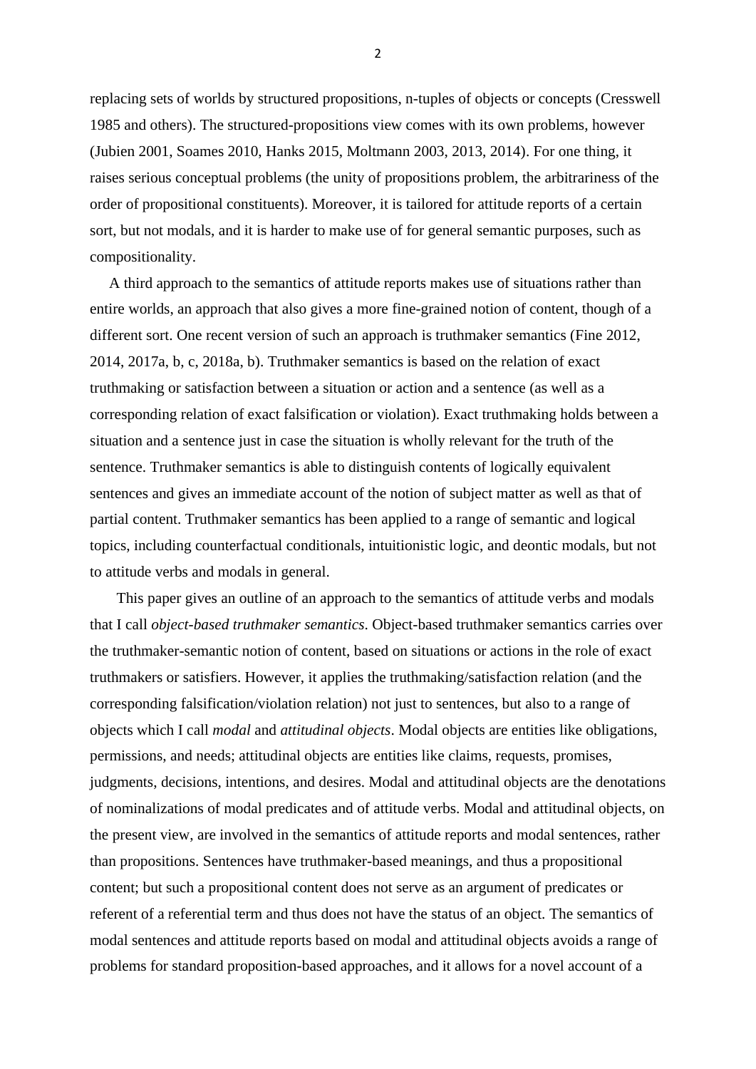replacing sets of worlds by structured propositions, n-tuples of objects or concepts (Cresswell 1985 and others). The structured-propositions view comes with its own problems, however (Jubien 2001, Soames 2010, Hanks 2015, Moltmann 2003, 2013, 2014). For one thing, it raises serious conceptual problems (the unity of propositions problem, the arbitrariness of the order of propositional constituents). Moreover, it is tailored for attitude reports of a certain sort, but not modals, and it is harder to make use of for general semantic purposes, such as compositionality.

A third approach to the semantics of attitude reports makes use of situations rather than entire worlds, an approach that also gives a more fine-grained notion of content, though of a different sort. One recent version of such an approach is truthmaker semantics (Fine 2012, 2014, 2017a, b, c, 2018a, b). Truthmaker semantics is based on the relation of exact truthmaking or satisfaction between a situation or action and a sentence (as well as a corresponding relation of exact falsification or violation). Exact truthmaking holds between a situation and a sentence just in case the situation is wholly relevant for the truth of the sentence. Truthmaker semantics is able to distinguish contents of logically equivalent sentences and gives an immediate account of the notion of subject matter as well as that of partial content. Truthmaker semantics has been applied to a range of semantic and logical topics, including counterfactual conditionals, intuitionistic logic, and deontic modals, but not to attitude verbs and modals in general.

This paper gives an outline of an approach to the semantics of attitude verbs and modals that I call *object-based truthmaker semantics*. Object-based truthmaker semantics carries over the truthmaker-semantic notion of content, based on situations or actions in the role of exact truthmakers or satisfiers. However, it applies the truthmaking/satisfaction relation (and the corresponding falsification/violation relation) not just to sentences, but also to a range of objects which I call *modal* and *attitudinal objects*. Modal objects are entities like obligations, permissions, and needs; attitudinal objects are entities like claims, requests, promises, judgments, decisions, intentions, and desires. Modal and attitudinal objects are the denotations of nominalizations of modal predicates and of attitude verbs. Modal and attitudinal objects, on the present view, are involved in the semantics of attitude reports and modal sentences, rather than propositions. Sentences have truthmaker-based meanings, and thus a propositional content; but such a propositional content does not serve as an argument of predicates or referent of a referential term and thus does not have the status of an object. The semantics of modal sentences and attitude reports based on modal and attitudinal objects avoids a range of problems for standard proposition-based approaches, and it allows for a novel account of a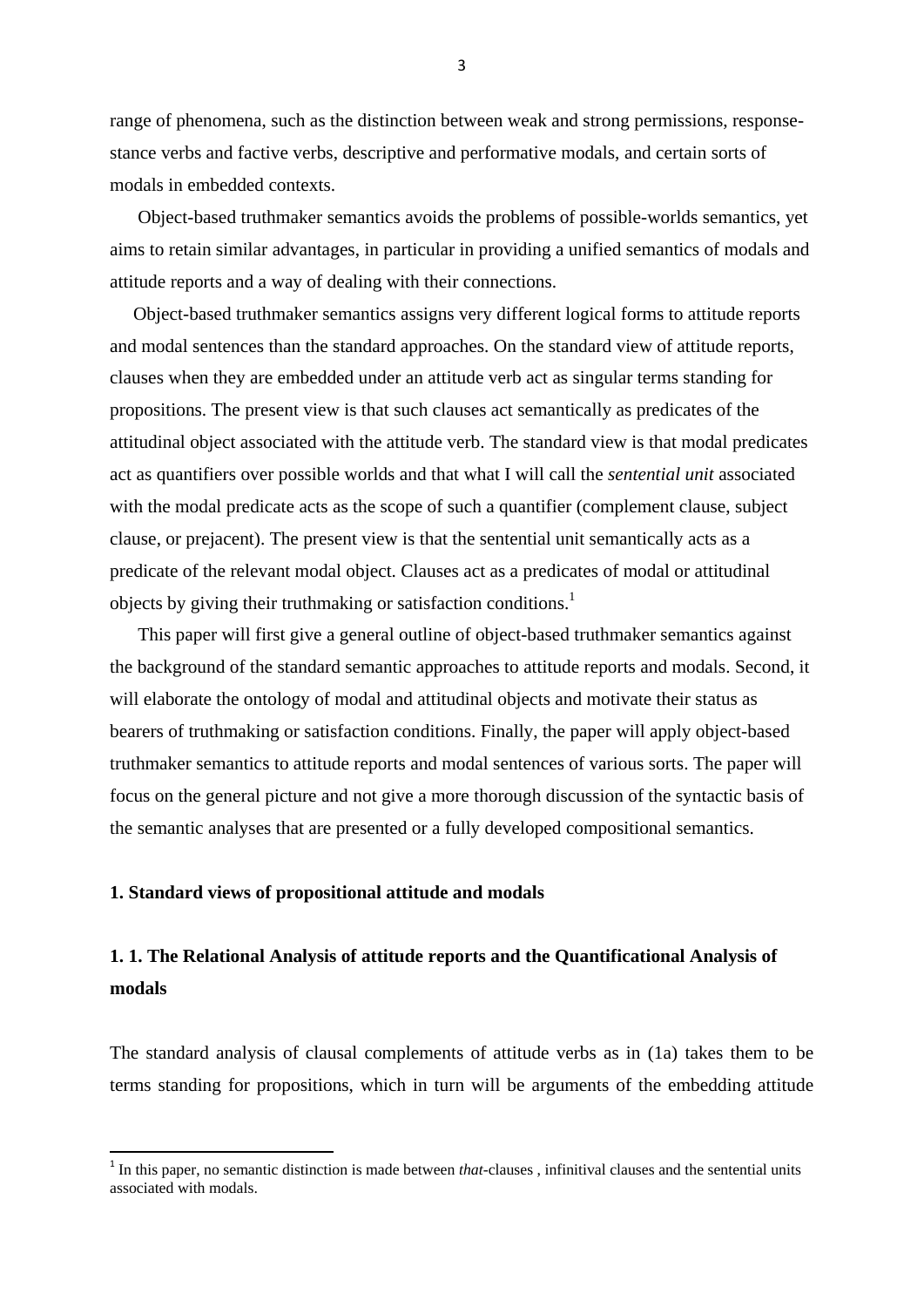range of phenomena, such as the distinction between weak and strong permissions, response-stance verbs and factive verbs, descriptive and performative modals, and certain sorts of modals in embedded contexts.

Object-based truthmaker semantics avoids the problems of possible-worlds semantics, yet aims to retain similar advantages, in particular in providing a unified semantics of modals and attitude reports and a way of dealing with their connections.

Object-based truthmaker semantics assigns very different logical forms to attitude reports and modal sentences than the standard approaches. On the standard view of attitude reports, clauses when they are embedded under an attitude verb act as singular terms standing for propositions. The present view is that such clauses act semantically as predicates of the attitudinal object associated with the attitude verb. The standard view is that modal predicates act as quantifiers over possible worlds and that what I will call the *sentential unit* associated with the modal predicate acts as the scope of such a quantifier (complement clause, subject clause, or prejacent). The present view is that the sentential unit semantically acts as a predicate of the relevant modal object. Clauses act as a predicates of modal or attitudinal objects by giving their truthmaking or satisfaction conditions.[1]

This paper will first give a general outline of object-based truthmaker semantics against the background of the standard semantic approaches to attitude reports and modals. Second, it will elaborate the ontology of modal and attitudinal objects and motivate their status as bearers of truthmaking or satisfaction conditions. Finally, the paper will apply object-based truthmaker semantics to attitude reports and modal sentences of various sorts. The paper will focus on the general picture and not give a more thorough discussion of the syntactic basis of the semantic analyses that are presented or a fully developed compositional semantics.

## 1. Standard views of propositional attitude and modals

### 1. 1. The Relational Analysis of attitude reports and the Quantificational Analysis of modals

The standard analysis of clausal complements of attitude verbs as in (1a) takes them to be terms standing for propositions, which in turn will be arguments of the embedding attitude

[1] In this paper, no semantic distinction is made between *that*-clauses , infinitival clauses and the sentential units associated with modals.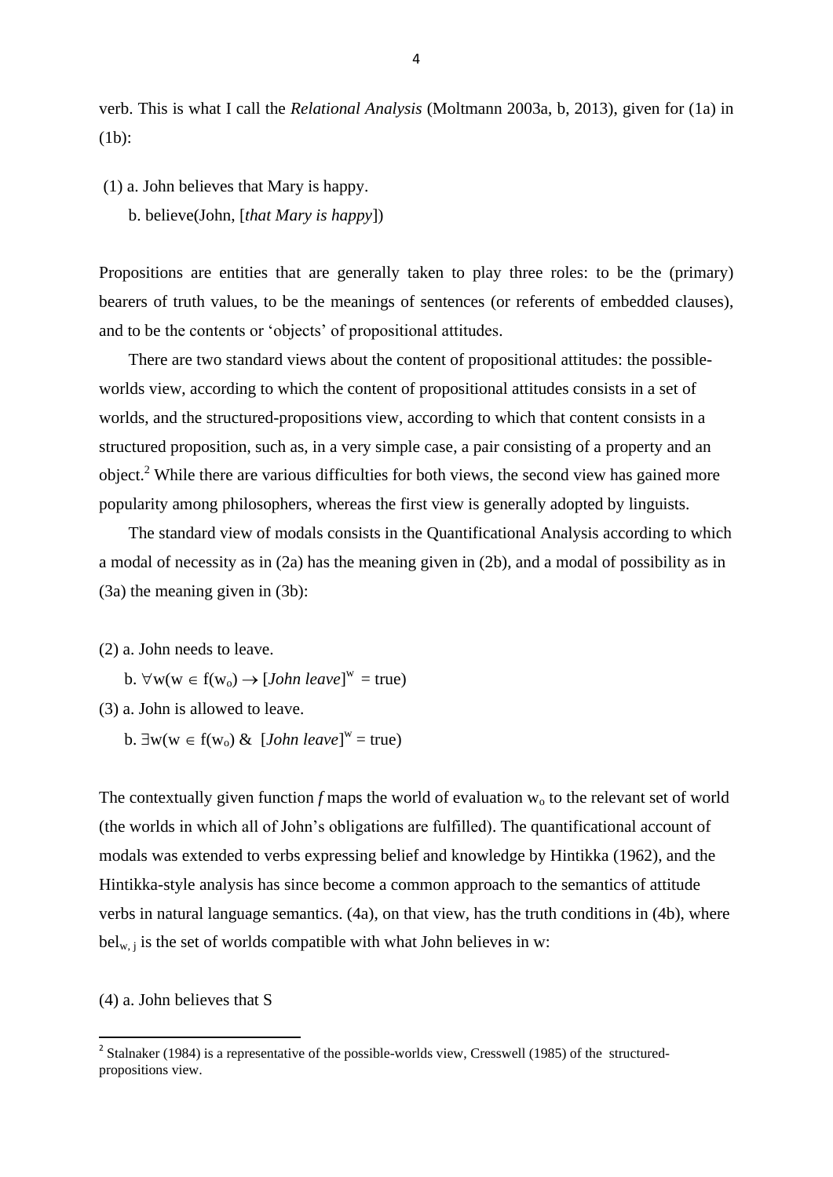verb. This is what I call the *Relational Analysis* (Moltmann 2003a, b, 2013), given for (1a) in (1b):

(1) a. John believes that Mary is happy.

b. believe(John, [*that Mary is happy*])

Propositions are entities that are generally taken to play three roles: to be the (primary) bearers of truth values, to be the meanings of sentences (or referents of embedded clauses), and to be the contents or 'objects' of propositional attitudes.

There are two standard views about the content of propositional attitudes: the possible-worlds view, according to which the content of propositional attitudes consists in a set of worlds, and the structured-propositions view, according to which that content consists in a structured proposition, such as, in a very simple case, a pair consisting of a property and an object.[2] While there are various difficulties for both views, the second view has gained more popularity among philosophers, whereas the first view is generally adopted by linguists.

The standard view of modals consists in the Quantificational Analysis according to which a modal of necessity as in (2a) has the meaning given in (2b), and a modal of possibility as in (3a) the meaning given in (3b):

(2) a. John needs to leave.

b. $\forall w(w \in f(w_o) \rightarrow [\textit{John leave}]^w = \text{true})$

(3) a. John is allowed to leave.

b. $\exists w(w \in f(w_o) \;\&\; [\textit{John leave}]^w = \text{true})$

The contextually given function *f* maps the world of evaluation $w_o$ to the relevant set of world (the worlds in which all of John's obligations are fulfilled). The quantificational account of modals was extended to verbs expressing belief and knowledge by Hintikka (1962), and the Hintikka-style analysis has since become a common approach to the semantics of attitude verbs in natural language semantics. (4a), on that view, has the truth conditions in (4b), where $bel_{w,\,j}$ is the set of worlds compatible with what John believes in w:

(4) a. John believes that S

[2] Stalnaker (1984) is a representative of the possible-worlds view, Cresswell (1985) of the structured-propositions view.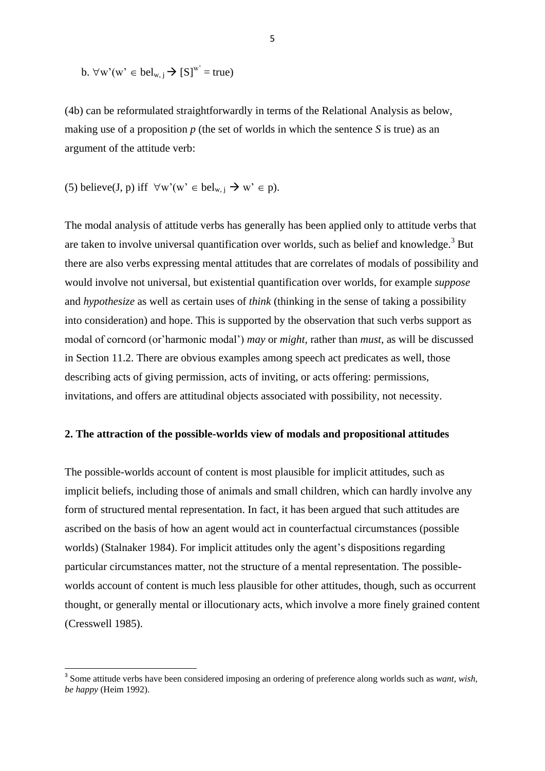b. $\forall w'(w' \in bel_{w, j} \rightarrow [S]^{w'} = true)$

(4b) can be reformulated straightforwardly in terms of the Relational Analysis as below, making use of a proposition *p* (the set of worlds in which the sentence *S* is true) as an argument of the attitude verb:

(5) believe(J, p) iff $\forall w'(w' \in bel_{w, j} \rightarrow w' \in p)$.

The modal analysis of attitude verbs has generally has been applied only to attitude verbs that are taken to involve universal quantification over worlds, such as belief and knowledge.[3] But there are also verbs expressing mental attitudes that are correlates of modals of possibility and would involve not universal, but existential quantification over worlds, for example *suppose* and *hypothesize* as well as certain uses of *think* (thinking in the sense of taking a possibility into consideration) and hope. This is supported by the observation that such verbs support as modal of corncord (or'harmonic modal') *may* or *might*, rather than *must*, as will be discussed in Section 11.2. There are obvious examples among speech act predicates as well, those describing acts of giving permission, acts of inviting, or acts offering: permissions, invitations, and offers are attitudinal objects associated with possibility, not necessity.

## 2. The attraction of the possible-worlds view of modals and propositional attitudes

The possible-worlds account of content is most plausible for implicit attitudes, such as implicit beliefs, including those of animals and small children, which can hardly involve any form of structured mental representation. In fact, it has been argued that such attitudes are ascribed on the basis of how an agent would act in counterfactual circumstances (possible worlds) (Stalnaker 1984). For implicit attitudes only the agent's dispositions regarding particular circumstances matter, not the structure of a mental representation. The possible-worlds account of content is much less plausible for other attitudes, though, such as occurrent thought, or generally mental or illocutionary acts, which involve a more finely grained content (Cresswell 1985).

[3] Some attitude verbs have been considered imposing an ordering of preference along worlds such as *want, wish, be happy* (Heim 1992).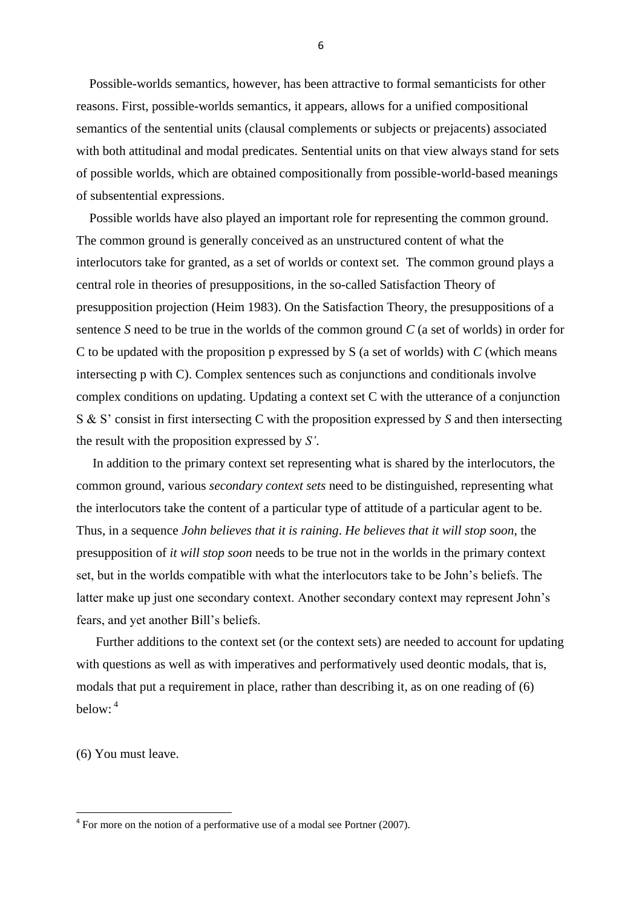Possible-worlds semantics, however, has been attractive to formal semanticists for other reasons. First, possible-worlds semantics, it appears, allows for a unified compositional semantics of the sentential units (clausal complements or subjects or prejacents) associated with both attitudinal and modal predicates. Sentential units on that view always stand for sets of possible worlds, which are obtained compositionally from possible-world-based meanings of subsentential expressions.

Possible worlds have also played an important role for representing the common ground. The common ground is generally conceived as an unstructured content of what the interlocutors take for granted, as a set of worlds or context set. The common ground plays a central role in theories of presuppositions, in the so-called Satisfaction Theory of presupposition projection (Heim 1983). On the Satisfaction Theory, the presuppositions of a sentence *S* need to be true in the worlds of the common ground *C* (a set of worlds) in order for C to be updated with the proposition p expressed by S (a set of worlds) with *C* (which means intersecting p with C). Complex sentences such as conjunctions and conditionals involve complex conditions on updating. Updating a context set C with the utterance of a conjunction S & S' consist in first intersecting C with the proposition expressed by *S* and then intersecting the result with the proposition expressed by *S'*.

In addition to the primary context set representing what is shared by the interlocutors, the common ground, various *secondary context sets* need to be distinguished, representing what the interlocutors take the content of a particular type of attitude of a particular agent to be. Thus, in a sequence *John believes that it is raining*. *He believes that it will stop soon*, the presupposition of *it will stop soon* needs to be true not in the worlds in the primary context set, but in the worlds compatible with what the interlocutors take to be John's beliefs. The latter make up just one secondary context. Another secondary context may represent John's fears, and yet another Bill's beliefs.

Further additions to the context set (or the context sets) are needed to account for updating with questions as well as with imperatives and performatively used deontic modals, that is, modals that put a requirement in place, rather than describing it, as on one reading of (6) below: [4]

(6) You must leave.

[4] For more on the notion of a performative use of a modal see Portner (2007).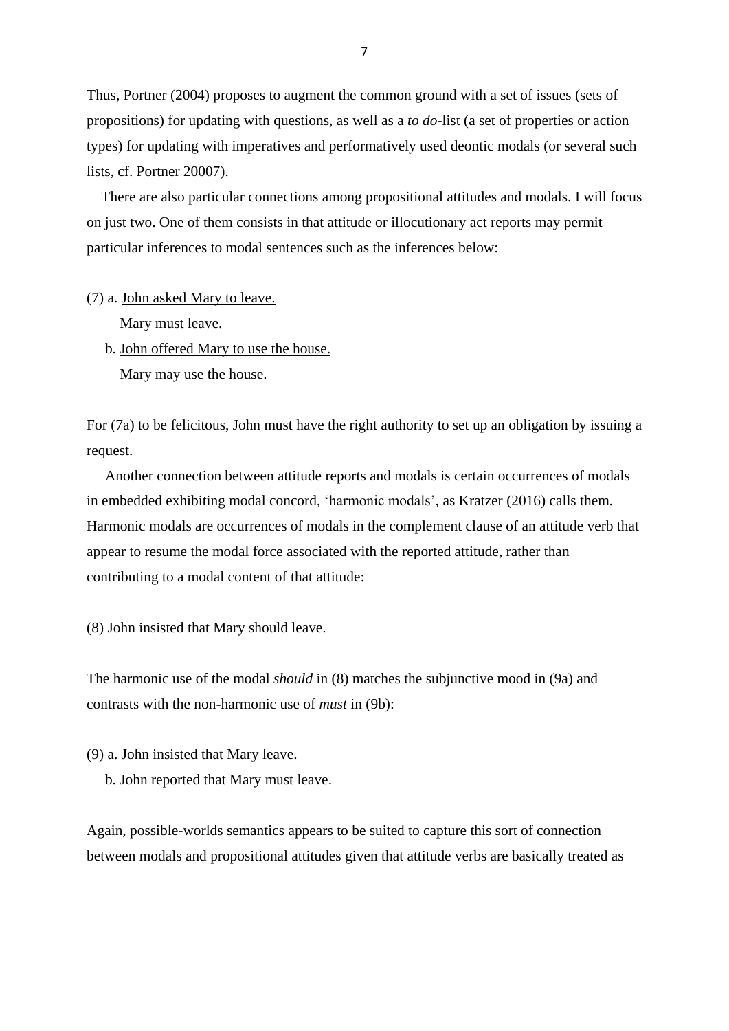Thus, Portner (2004) proposes to augment the common ground with a set of issues (sets of propositions) for updating with questions, as well as a *to do*-list (a set of properties or action types) for updating with imperatives and performatively used deontic modals (or several such lists, cf. Portner 20007).

There are also particular connections among propositional attitudes and modals. I will focus on just two. One of them consists in that attitude or illocutionary act reports may permit particular inferences to modal sentences such as the inferences below:

(7) a. <u>John asked Mary to leave.</u>
 Mary must leave.
 b. <u>John offered Mary to use the house.</u>
 Mary may use the house.

For (7a) to be felicitous, John must have the right authority to set up an obligation by issuing a request.

Another connection between attitude reports and modals is certain occurrences of modals in embedded exhibiting modal concord, 'harmonic modals', as Kratzer (2016) calls them. Harmonic modals are occurrences of modals in the complement clause of an attitude verb that appear to resume the modal force associated with the reported attitude, rather than contributing to a modal content of that attitude:

(8) John insisted that Mary should leave.

The harmonic use of the modal *should* in (8) matches the subjunctive mood in (9a) and contrasts with the non-harmonic use of *must* in (9b):

(9) a. John insisted that Mary leave.
 b. John reported that Mary must leave.

Again, possible-worlds semantics appears to be suited to capture this sort of connection between modals and propositional attitudes given that attitude verbs are basically treated as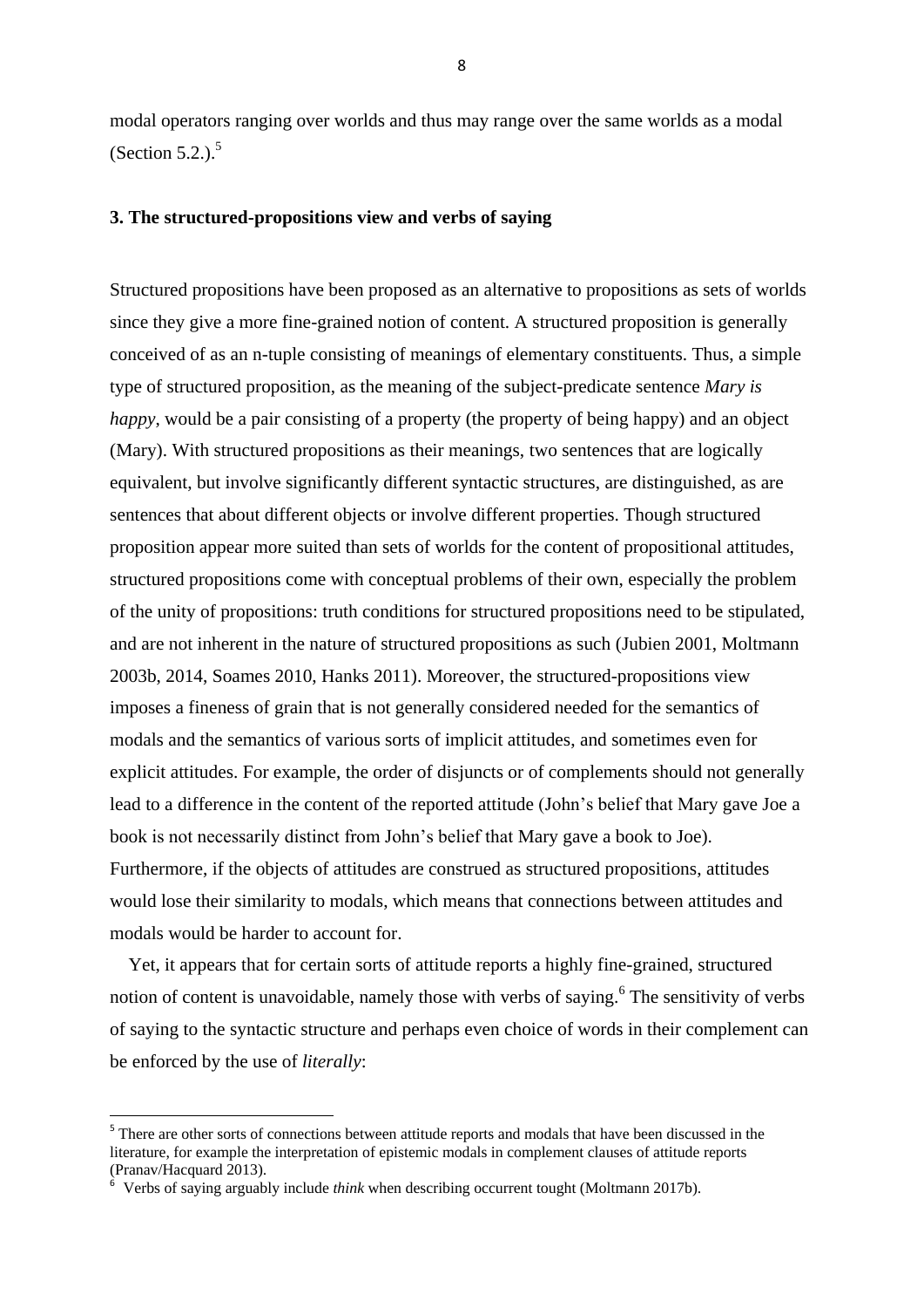modal operators ranging over worlds and thus may range over the same worlds as a modal (Section 5.2.).[5]

### 3. The structured-propositions view and verbs of saying

Structured propositions have been proposed as an alternative to propositions as sets of worlds since they give a more fine-grained notion of content. A structured proposition is generally conceived of as an n-tuple consisting of meanings of elementary constituents. Thus, a simple type of structured proposition, as the meaning of the subject-predicate sentence *Mary is happy*, would be a pair consisting of a property (the property of being happy) and an object (Mary). With structured propositions as their meanings, two sentences that are logically equivalent, but involve significantly different syntactic structures, are distinguished, as are sentences that about different objects or involve different properties. Though structured proposition appear more suited than sets of worlds for the content of propositional attitudes, structured propositions come with conceptual problems of their own, especially the problem of the unity of propositions: truth conditions for structured propositions need to be stipulated, and are not inherent in the nature of structured propositions as such (Jubien 2001, Moltmann 2003b, 2014, Soames 2010, Hanks 2011). Moreover, the structured-propositions view imposes a fineness of grain that is not generally considered needed for the semantics of modals and the semantics of various sorts of implicit attitudes, and sometimes even for explicit attitudes. For example, the order of disjuncts or of complements should not generally lead to a difference in the content of the reported attitude (John's belief that Mary gave Joe a book is not necessarily distinct from John's belief that Mary gave a book to Joe). Furthermore, if the objects of attitudes are construed as structured propositions, attitudes would lose their similarity to modals, which means that connections between attitudes and modals would be harder to account for.

Yet, it appears that for certain sorts of attitude reports a highly fine-grained, structured notion of content is unavoidable, namely those with verbs of saying.[6] The sensitivity of verbs of saying to the syntactic structure and perhaps even choice of words in their complement can be enforced by the use of *literally*:

---

[5] There are other sorts of connections between attitude reports and modals that have been discussed in the literature, for example the interpretation of epistemic modals in complement clauses of attitude reports (Pranav/Hacquard 2013).

[6] Verbs of saying arguably include *think* when describing occurrent tought (Moltmann 2017b).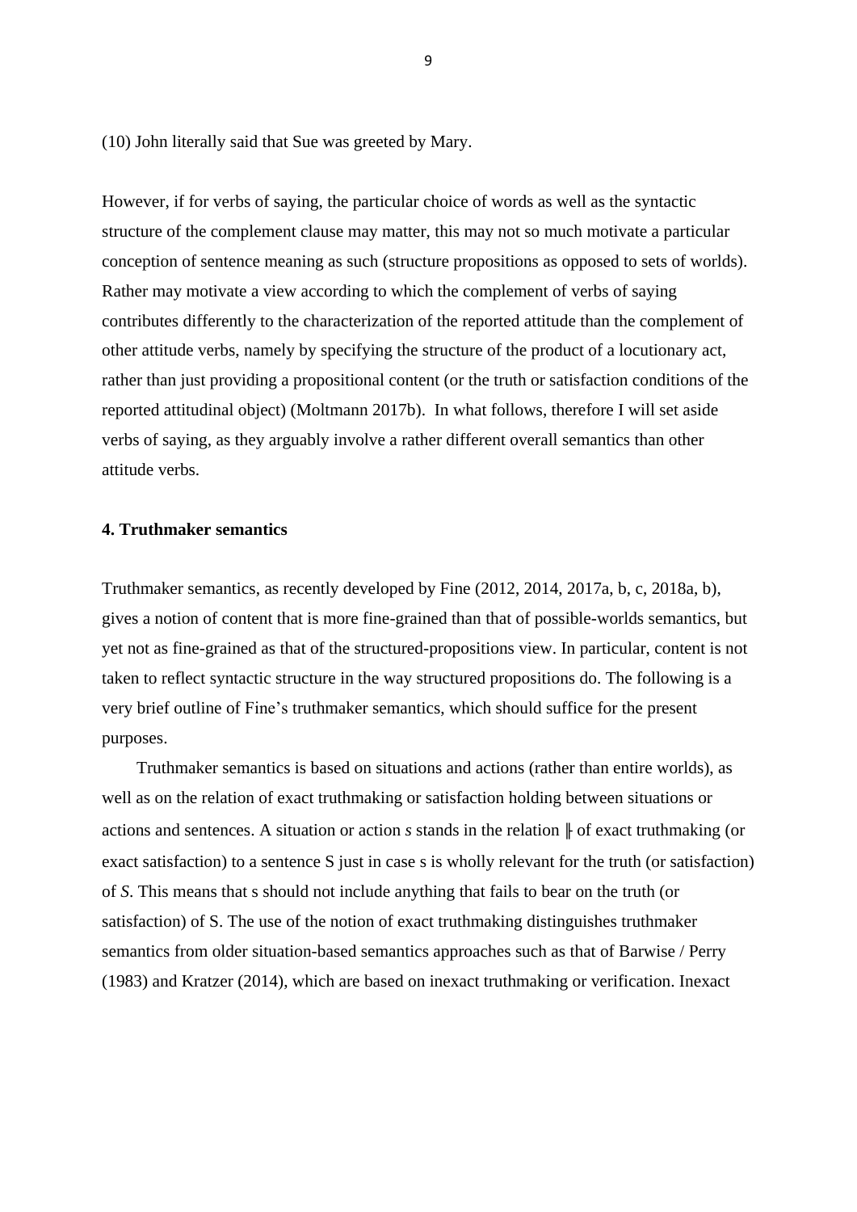(10) John literally said that Sue was greeted by Mary.

However, if for verbs of saying, the particular choice of words as well as the syntactic structure of the complement clause may matter, this may not so much motivate a particular conception of sentence meaning as such (structure propositions as opposed to sets of worlds). Rather may motivate a view according to which the complement of verbs of saying contributes differently to the characterization of the reported attitude than the complement of other attitude verbs, namely by specifying the structure of the product of a locutionary act, rather than just providing a propositional content (or the truth or satisfaction conditions of the reported attitudinal object) (Moltmann 2017b). In what follows, therefore I will set aside verbs of saying, as they arguably involve a rather different overall semantics than other attitude verbs.

**4. Truthmaker semantics**

Truthmaker semantics, as recently developed by Fine (2012, 2014, 2017a, b, c, 2018a, b), gives a notion of content that is more fine-grained than that of possible-worlds semantics, but yet not as fine-grained as that of the structured-propositions view. In particular, content is not taken to reflect syntactic structure in the way structured propositions do. The following is a very brief outline of Fine's truthmaker semantics, which should suffice for the present purposes.

Truthmaker semantics is based on situations and actions (rather than entire worlds), as well as on the relation of exact truthmaking or satisfaction holding between situations or actions and sentences. A situation or action *s* stands in the relation ╟ of exact truthmaking (or exact satisfaction) to a sentence S just in case s is wholly relevant for the truth (or satisfaction) of *S*. This means that s should not include anything that fails to bear on the truth (or satisfaction) of S. The use of the notion of exact truthmaking distinguishes truthmaker semantics from older situation-based semantics approaches such as that of Barwise / Perry (1983) and Kratzer (2014), which are based on inexact truthmaking or verification. Inexact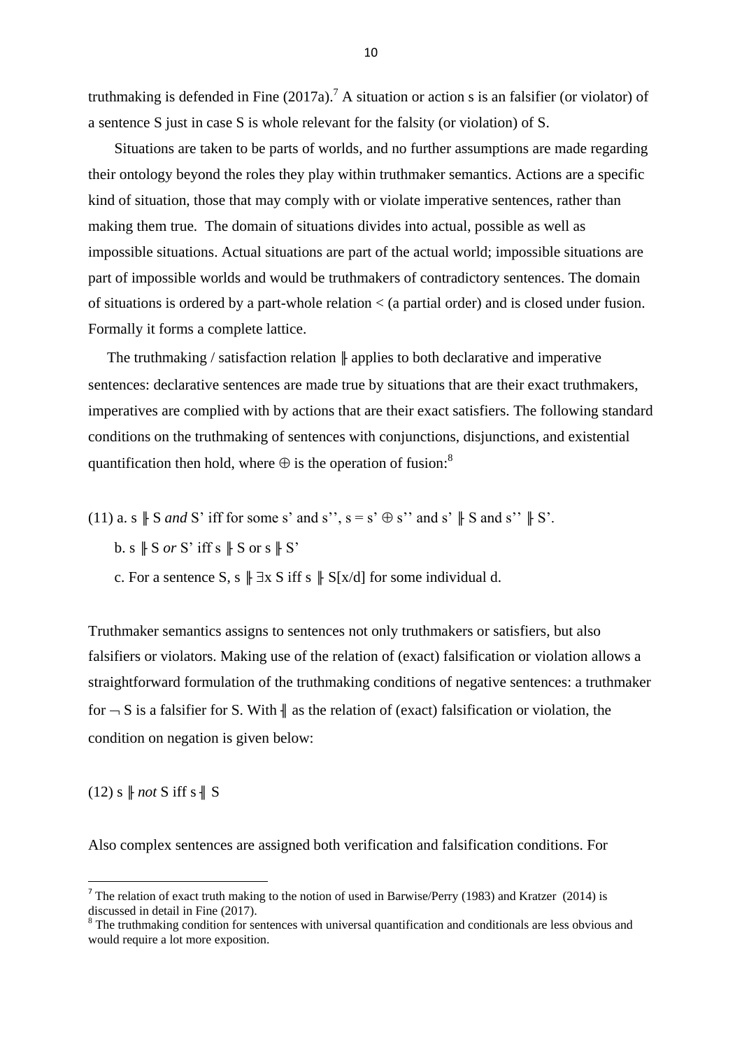truthmaking is defended in Fine (2017a).[7] A situation or action s is an falsifier (or violator) of a sentence S just in case S is whole relevant for the falsity (or violation) of S.

Situations are taken to be parts of worlds, and no further assumptions are made regarding their ontology beyond the roles they play within truthmaker semantics. Actions are a specific kind of situation, those that may comply with or violate imperative sentences, rather than making them true. The domain of situations divides into actual, possible as well as impossible situations. Actual situations are part of the actual world; impossible situations are part of impossible worlds and would be truthmakers of contradictory sentences. The domain of situations is ordered by a part-whole relation < (a partial order) and is closed under fusion. Formally it forms a complete lattice.

The truthmaking / satisfaction relation ╟ applies to both declarative and imperative sentences: declarative sentences are made true by situations that are their exact truthmakers, imperatives are complied with by actions that are their exact satisfiers. The following standard conditions on the truthmaking of sentences with conjunctions, disjunctions, and existential quantification then hold, where $\oplus$ is the operation of fusion:[8]

(11) a. s ╟ S *and* S' iff for some s' and s'', s = s' $\oplus$ s'' and s' ╟ S and s'' ╟ S'.

b. s ╟ S *or* S' iff s ╟ S or s ╟ S'

c. For a sentence S, s ╟ $\exists$x S iff s ╟ S[x/d] for some individual d.

Truthmaker semantics assigns to sentences not only truthmakers or satisfiers, but also falsifiers or violators. Making use of the relation of (exact) falsification or violation allows a straightforward formulation of the truthmaking conditions of negative sentences: a truthmaker for $\neg$ S is a falsifier for S. With ╢ as the relation of (exact) falsification or violation, the condition on negation is given below:

(12) s ╟ *not* S iff s ╢ S

Also complex sentences are assigned both verification and falsification conditions. For

---

[7] The relation of exact truth making to the notion of used in Barwise/Perry (1983) and Kratzer (2014) is discussed in detail in Fine (2017).

[8] The truthmaking condition for sentences with universal quantification and conditionals are less obvious and would require a lot more exposition.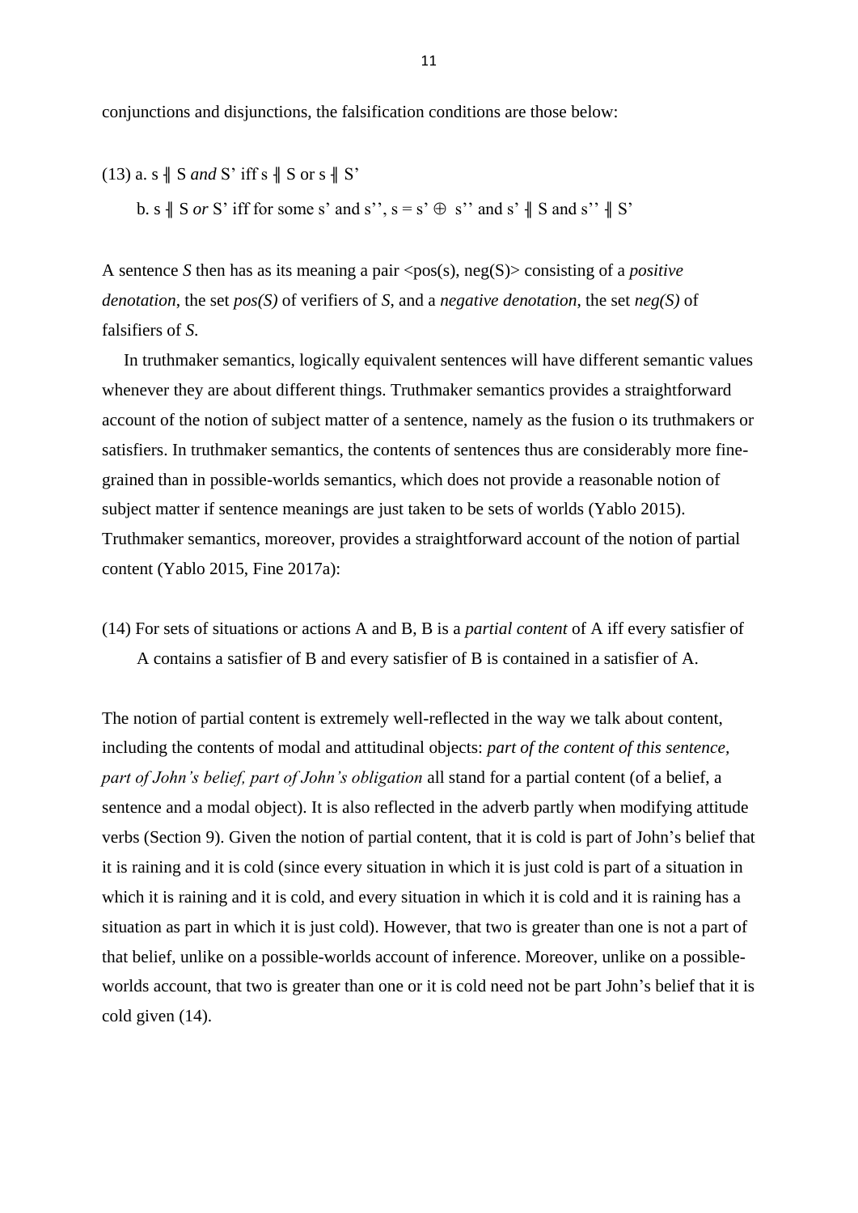conjunctions and disjunctions, the falsification conditions are those below:

(13) a. s ⫤ S *and* S' iff s ⫤ S or s ⫤ S'

b. s ⫤ S *or* S' iff for some s' and s'', s = s' ⊕ s'' and s' ⫤ S and s'' ⫤ S'

A sentence *S* then has as its meaning a pair <pos(s), neg(S)> consisting of a *positive denotation*, the set *pos(S)* of verifiers of *S*, and a *negative denotation*, the set *neg(S)* of falsifiers of *S*.

In truthmaker semantics, logically equivalent sentences will have different semantic values whenever they are about different things. Truthmaker semantics provides a straightforward account of the notion of subject matter of a sentence, namely as the fusion o its truthmakers or satisfiers. In truthmaker semantics, the contents of sentences thus are considerably more fine-grained than in possible-worlds semantics, which does not provide a reasonable notion of subject matter if sentence meanings are just taken to be sets of worlds (Yablo 2015). Truthmaker semantics, moreover, provides a straightforward account of the notion of partial content (Yablo 2015, Fine 2017a):

(14) For sets of situations or actions A and B, B is a *partial content* of A iff every satisfier of A contains a satisfier of B and every satisfier of B is contained in a satisfier of A.

The notion of partial content is extremely well-reflected in the way we talk about content, including the contents of modal and attitudinal objects: *part of the content of this sentence, part of John's belief, part of John's obligation* all stand for a partial content (of a belief, a sentence and a modal object). It is also reflected in the adverb partly when modifying attitude verbs (Section 9). Given the notion of partial content, that it is cold is part of John's belief that it is raining and it is cold (since every situation in which it is just cold is part of a situation in which it is raining and it is cold, and every situation in which it is cold and it is raining has a situation as part in which it is just cold). However, that two is greater than one is not a part of that belief, unlike on a possible-worlds account of inference. Moreover, unlike on a possible-worlds account, that two is greater than one or it is cold need not be part John's belief that it is cold given (14).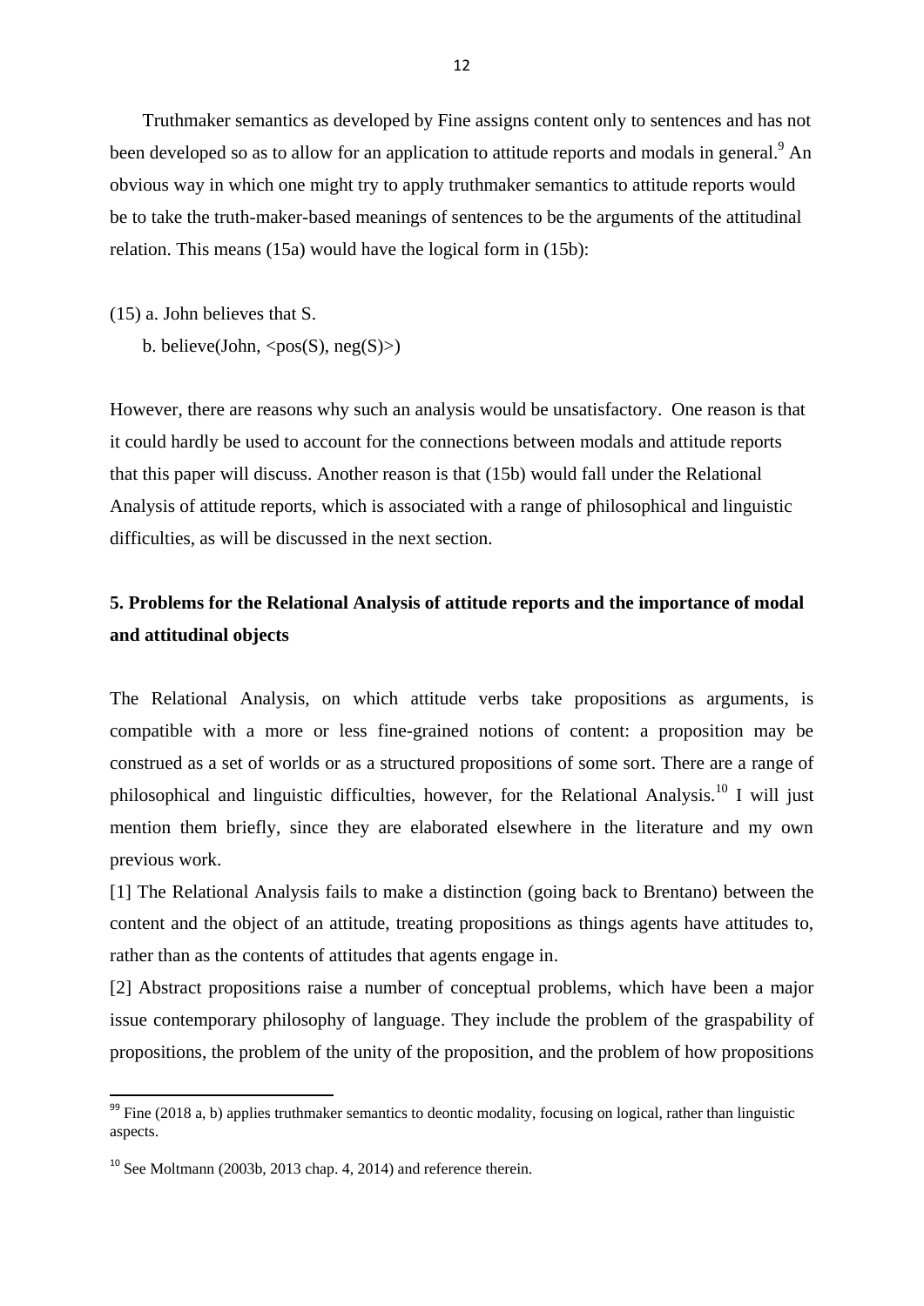Truthmaker semantics as developed by Fine assigns content only to sentences and has not been developed so as to allow for an application to attitude reports and modals in general.[9] An obvious way in which one might try to apply truthmaker semantics to attitude reports would be to take the truth-maker-based meanings of sentences to be the arguments of the attitudinal relation. This means (15a) would have the logical form in (15b):

(15) a. John believes that S.

b. believe(John, <pos(S), neg(S)>)

However, there are reasons why such an analysis would be unsatisfactory. One reason is that it could hardly be used to account for the connections between modals and attitude reports that this paper will discuss. Another reason is that (15b) would fall under the Relational Analysis of attitude reports, which is associated with a range of philosophical and linguistic difficulties, as will be discussed in the next section.

## 5. Problems for the Relational Analysis of attitude reports and the importance of modal and attitudinal objects

The Relational Analysis, on which attitude verbs take propositions as arguments, is compatible with a more or less fine-grained notions of content: a proposition may be construed as a set of worlds or as a structured propositions of some sort. There are a range of philosophical and linguistic difficulties, however, for the Relational Analysis.[10] I will just mention them briefly, since they are elaborated elsewhere in the literature and my own previous work.

[1] The Relational Analysis fails to make a distinction (going back to Brentano) between the content and the object of an attitude, treating propositions as things agents have attitudes to, rather than as the contents of attitudes that agents engage in.

[2] Abstract propositions raise a number of conceptual problems, which have been a major issue contemporary philosophy of language. They include the problem of the graspability of propositions, the problem of the unity of the proposition, and the problem of how propositions

---

[99] Fine (2018 a, b) applies truthmaker semantics to deontic modality, focusing on logical, rather than linguistic aspects.

[10] See Moltmann (2003b, 2013 chap. 4, 2014) and reference therein.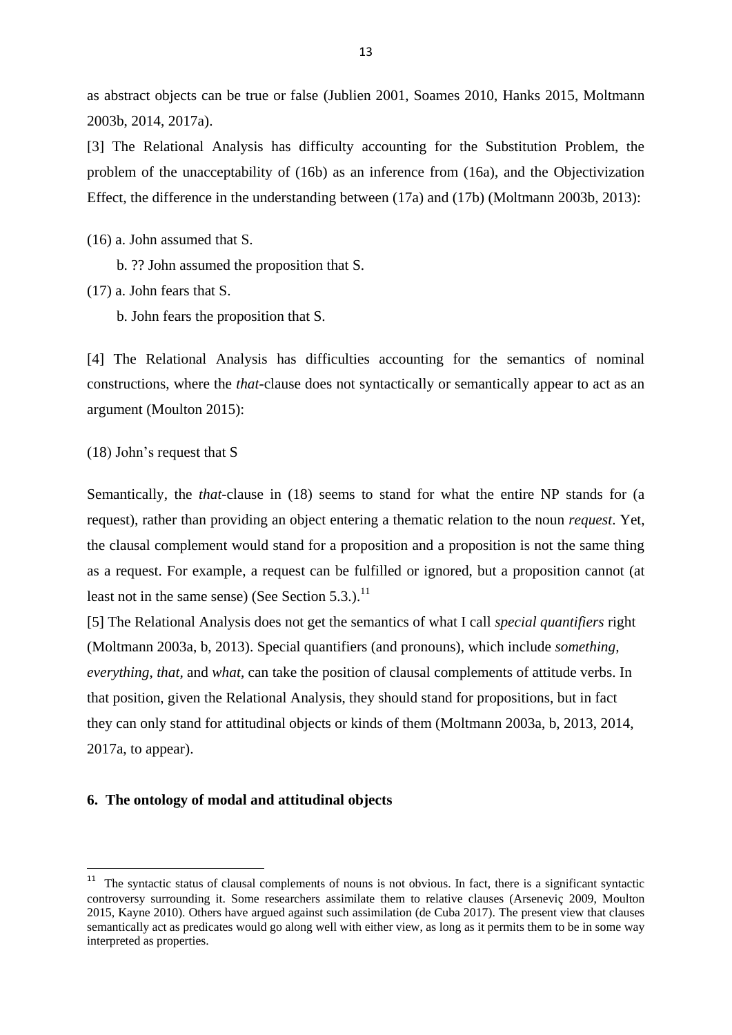as abstract objects can be true or false (Jublien 2001, Soames 2010, Hanks 2015, Moltmann 2003b, 2014, 2017a).

[3] The Relational Analysis has difficulty accounting for the Substitution Problem, the problem of the unacceptability of (16b) as an inference from (16a), and the Objectivization Effect, the difference in the understanding between (17a) and (17b) (Moltmann 2003b, 2013):

(16) a. John assumed that S.

b. ?? John assumed the proposition that S.

(17) a. John fears that S.

b. John fears the proposition that S.

[4] The Relational Analysis has difficulties accounting for the semantics of nominal constructions, where the *that*-clause does not syntactically or semantically appear to act as an argument (Moulton 2015):

(18) John's request that S

Semantically, the *that*-clause in (18) seems to stand for what the entire NP stands for (a request), rather than providing an object entering a thematic relation to the noun *request*. Yet, the clausal complement would stand for a proposition and a proposition is not the same thing as a request. For example, a request can be fulfilled or ignored, but a proposition cannot (at least not in the same sense) (See Section 5.3.).[11]

[5] The Relational Analysis does not get the semantics of what I call *special quantifiers* right (Moltmann 2003a, b, 2013). Special quantifiers (and pronouns), which include *something, everything*, *that*, and *what*, can take the position of clausal complements of attitude verbs. In that position, given the Relational Analysis, they should stand for propositions, but in fact they can only stand for attitudinal objects or kinds of them (Moltmann 2003a, b, 2013, 2014, 2017a, to appear).

## 6. The ontology of modal and attitudinal objects

[11] The syntactic status of clausal complements of nouns is not obvious. In fact, there is a significant syntactic controversy surrounding it. Some researchers assimilate them to relative clauses (Arseneviç 2009, Moulton 2015, Kayne 2010). Others have argued against such assimilation (de Cuba 2017). The present view that clauses semantically act as predicates would go along well with either view, as long as it permits them to be in some way interpreted as properties.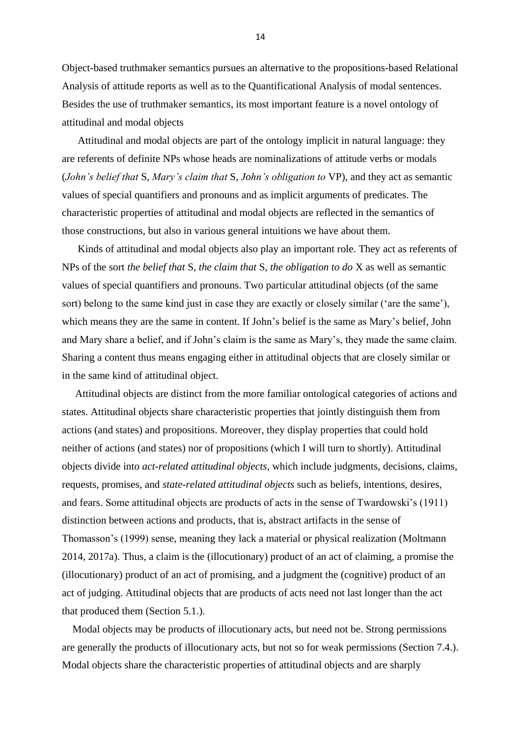Object-based truthmaker semantics pursues an alternative to the propositions-based Relational Analysis of attitude reports as well as to the Quantificational Analysis of modal sentences. Besides the use of truthmaker semantics, its most important feature is a novel ontology of attitudinal and modal objects

Attitudinal and modal objects are part of the ontology implicit in natural language: they are referents of definite NPs whose heads are nominalizations of attitude verbs or modals (*John's belief that* S, *Mary's claim that* S, *John's obligation to* VP), and they act as semantic values of special quantifiers and pronouns and as implicit arguments of predicates. The characteristic properties of attitudinal and modal objects are reflected in the semantics of those constructions, but also in various general intuitions we have about them.

Kinds of attitudinal and modal objects also play an important role. They act as referents of NPs of the sort *the belief that* S, *the claim that* S, *the obligation to do* X as well as semantic values of special quantifiers and pronouns. Two particular attitudinal objects (of the same sort) belong to the same kind just in case they are exactly or closely similar ('are the same'), which means they are the same in content. If John's belief is the same as Mary's belief, John and Mary share a belief, and if John's claim is the same as Mary's, they made the same claim. Sharing a content thus means engaging either in attitudinal objects that are closely similar or in the same kind of attitudinal object.

Attitudinal objects are distinct from the more familiar ontological categories of actions and states. Attitudinal objects share characteristic properties that jointly distinguish them from actions (and states) and propositions. Moreover, they display properties that could hold neither of actions (and states) nor of propositions (which I will turn to shortly). Attitudinal objects divide into *act-related attitudinal objects,* which include judgments, decisions, claims, requests, promises, and *state-related attitudinal objects* such as beliefs, intentions, desires, and fears. Some attitudinal objects are products of acts in the sense of Twardowski's (1911) distinction between actions and products, that is, abstract artifacts in the sense of Thomasson's (1999) sense, meaning they lack a material or physical realization (Moltmann 2014, 2017a). Thus, a claim is the (illocutionary) product of an act of claiming, a promise the (illocutionary) product of an act of promising, and a judgment the (cognitive) product of an act of judging. Attitudinal objects that are products of acts need not last longer than the act that produced them (Section 5.1.).

Modal objects may be products of illocutionary acts, but need not be. Strong permissions are generally the products of illocutionary acts, but not so for weak permissions (Section 7.4.). Modal objects share the characteristic properties of attitudinal objects and are sharply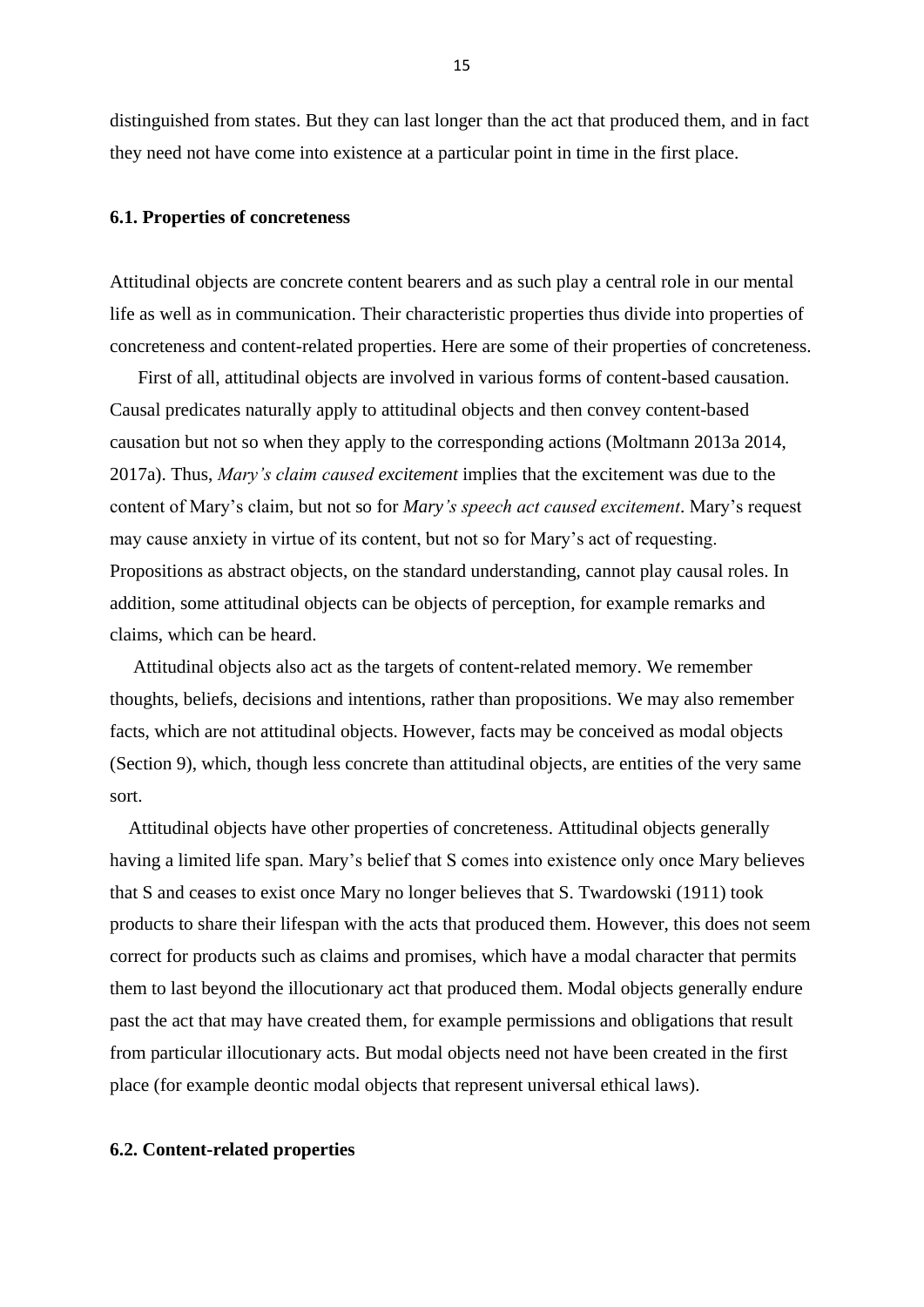distinguished from states. But they can last longer than the act that produced them, and in fact they need not have come into existence at a particular point in time in the first place.

### 6.1. Properties of concreteness

Attitudinal objects are concrete content bearers and as such play a central role in our mental life as well as in communication. Their characteristic properties thus divide into properties of concreteness and content-related properties. Here are some of their properties of concreteness.

First of all, attitudinal objects are involved in various forms of content-based causation. Causal predicates naturally apply to attitudinal objects and then convey content-based causation but not so when they apply to the corresponding actions (Moltmann 2013a 2014, 2017a). Thus, *Mary's claim caused excitement* implies that the excitement was due to the content of Mary's claim, but not so for *Mary's speech act caused excitement*. Mary's request may cause anxiety in virtue of its content, but not so for Mary's act of requesting. Propositions as abstract objects, on the standard understanding, cannot play causal roles. In addition, some attitudinal objects can be objects of perception, for example remarks and claims, which can be heard.

Attitudinal objects also act as the targets of content-related memory. We remember thoughts, beliefs, decisions and intentions, rather than propositions. We may also remember facts, which are not attitudinal objects. However, facts may be conceived as modal objects (Section 9), which, though less concrete than attitudinal objects, are entities of the very same sort.

Attitudinal objects have other properties of concreteness. Attitudinal objects generally having a limited life span. Mary's belief that S comes into existence only once Mary believes that S and ceases to exist once Mary no longer believes that S. Twardowski (1911) took products to share their lifespan with the acts that produced them. However, this does not seem correct for products such as claims and promises, which have a modal character that permits them to last beyond the illocutionary act that produced them. Modal objects generally endure past the act that may have created them, for example permissions and obligations that result from particular illocutionary acts. But modal objects need not have been created in the first place (for example deontic modal objects that represent universal ethical laws).

### 6.2. Content-related properties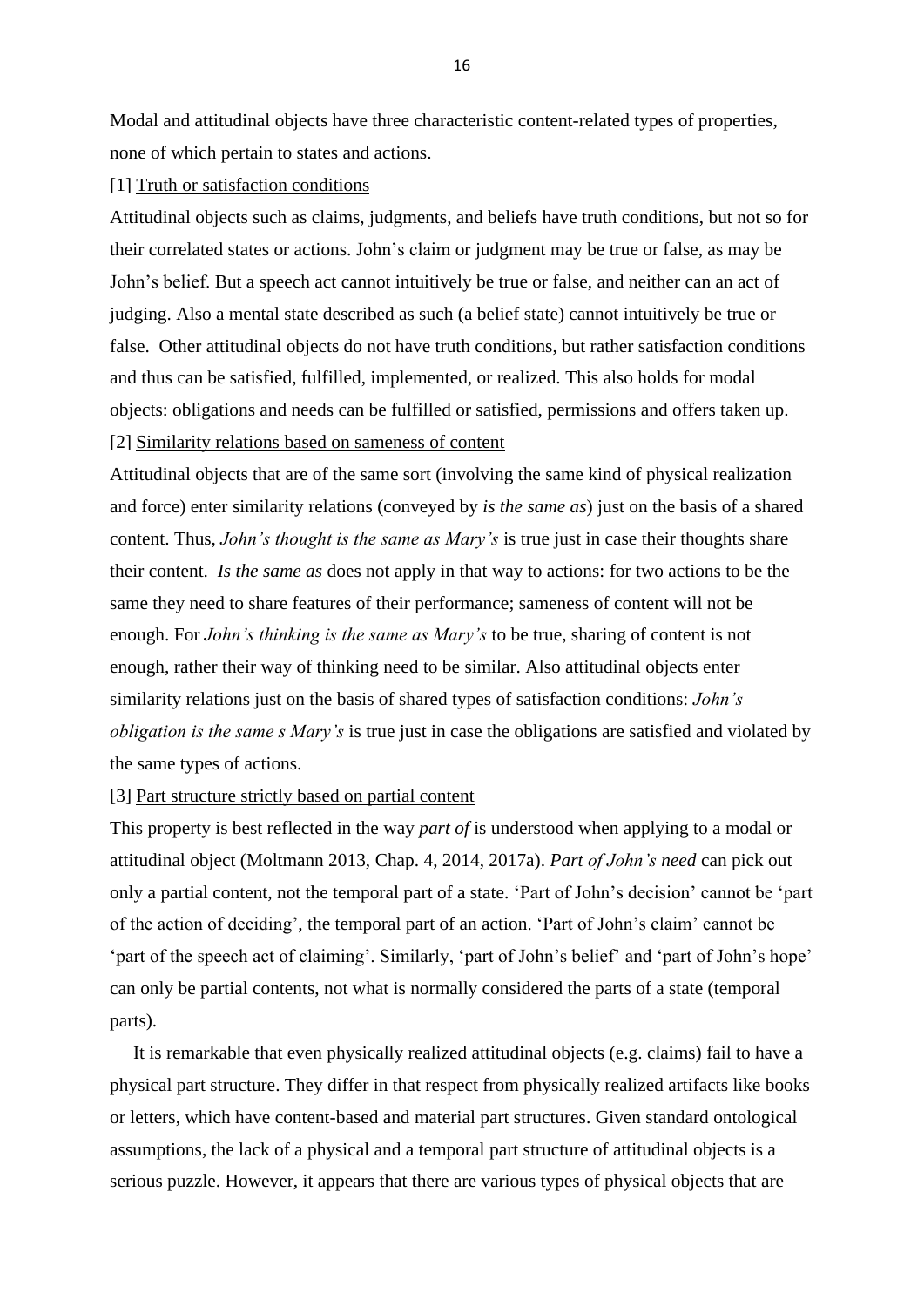Modal and attitudinal objects have three characteristic content-related types of properties, none of which pertain to states and actions.

[1] Truth or satisfaction conditions

Attitudinal objects such as claims, judgments, and beliefs have truth conditions, but not so for their correlated states or actions. John's claim or judgment may be true or false, as may be John's belief. But a speech act cannot intuitively be true or false, and neither can an act of judging. Also a mental state described as such (a belief state) cannot intuitively be true or false. Other attitudinal objects do not have truth conditions, but rather satisfaction conditions and thus can be satisfied, fulfilled, implemented, or realized. This also holds for modal objects: obligations and needs can be fulfilled or satisfied, permissions and offers taken up.

[2] Similarity relations based on sameness of content

Attitudinal objects that are of the same sort (involving the same kind of physical realization and force) enter similarity relations (conveyed by *is the same as*) just on the basis of a shared content. Thus, *John's thought is the same as Mary's* is true just in case their thoughts share their content. *Is the same as* does not apply in that way to actions: for two actions to be the same they need to share features of their performance; sameness of content will not be enough. For *John's thinking is the same as Mary's* to be true, sharing of content is not enough, rather their way of thinking need to be similar. Also attitudinal objects enter similarity relations just on the basis of shared types of satisfaction conditions: *John's obligation is the same s Mary's* is true just in case the obligations are satisfied and violated by the same types of actions.

[3] Part structure strictly based on partial content

This property is best reflected in the way *part of* is understood when applying to a modal or attitudinal object (Moltmann 2013, Chap. 4, 2014, 2017a). *Part of John's need* can pick out only a partial content, not the temporal part of a state. 'Part of John's decision' cannot be 'part of the action of deciding', the temporal part of an action. 'Part of John's claim' cannot be 'part of the speech act of claiming'. Similarly, 'part of John's belief' and 'part of John's hope' can only be partial contents, not what is normally considered the parts of a state (temporal parts).

It is remarkable that even physically realized attitudinal objects (e.g. claims) fail to have a physical part structure. They differ in that respect from physically realized artifacts like books or letters, which have content-based and material part structures. Given standard ontological assumptions, the lack of a physical and a temporal part structure of attitudinal objects is a serious puzzle. However, it appears that there are various types of physical objects that are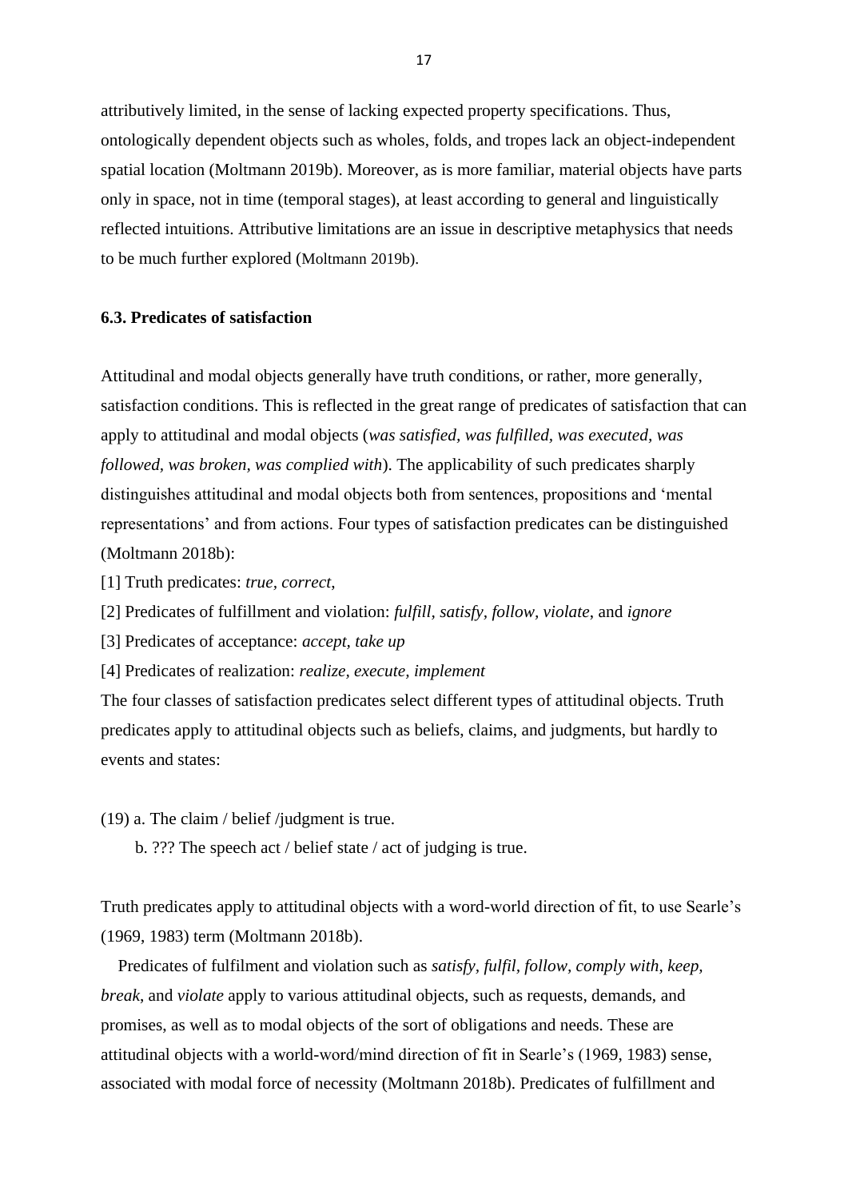attributively limited, in the sense of lacking expected property specifications. Thus, ontologically dependent objects such as wholes, folds, and tropes lack an object-independent spatial location (Moltmann 2019b). Moreover, as is more familiar, material objects have parts only in space, not in time (temporal stages), at least according to general and linguistically reflected intuitions. Attributive limitations are an issue in descriptive metaphysics that needs to be much further explored (Moltmann 2019b).

### 6.3. Predicates of satisfaction

Attitudinal and modal objects generally have truth conditions, or rather, more generally, satisfaction conditions. This is reflected in the great range of predicates of satisfaction that can apply to attitudinal and modal objects (*was satisfied, was fulfilled, was executed, was followed, was broken, was complied with*). The applicability of such predicates sharply distinguishes attitudinal and modal objects both from sentences, propositions and 'mental representations' and from actions. Four types of satisfaction predicates can be distinguished (Moltmann 2018b):

[1] Truth predicates: *true, correct*,

[2] Predicates of fulfillment and violation: *fulfill, satisfy, follow, violate*, and *ignore*

[3] Predicates of acceptance: *accept, take up*

[4] Predicates of realization: *realize, execute, implement*

The four classes of satisfaction predicates select different types of attitudinal objects. Truth predicates apply to attitudinal objects such as beliefs, claims, and judgments, but hardly to events and states:

(19) a. The claim / belief /judgment is true.

b. ??? The speech act / belief state / act of judging is true.

Truth predicates apply to attitudinal objects with a word-world direction of fit, to use Searle's (1969, 1983) term (Moltmann 2018b).

Predicates of fulfilment and violation such as *satisfy, fulfil, follow, comply with, keep, break*, and *violate* apply to various attitudinal objects, such as requests, demands, and promises, as well as to modal objects of the sort of obligations and needs. These are attitudinal objects with a world-word/mind direction of fit in Searle's (1969, 1983) sense, associated with modal force of necessity (Moltmann 2018b). Predicates of fulfillment and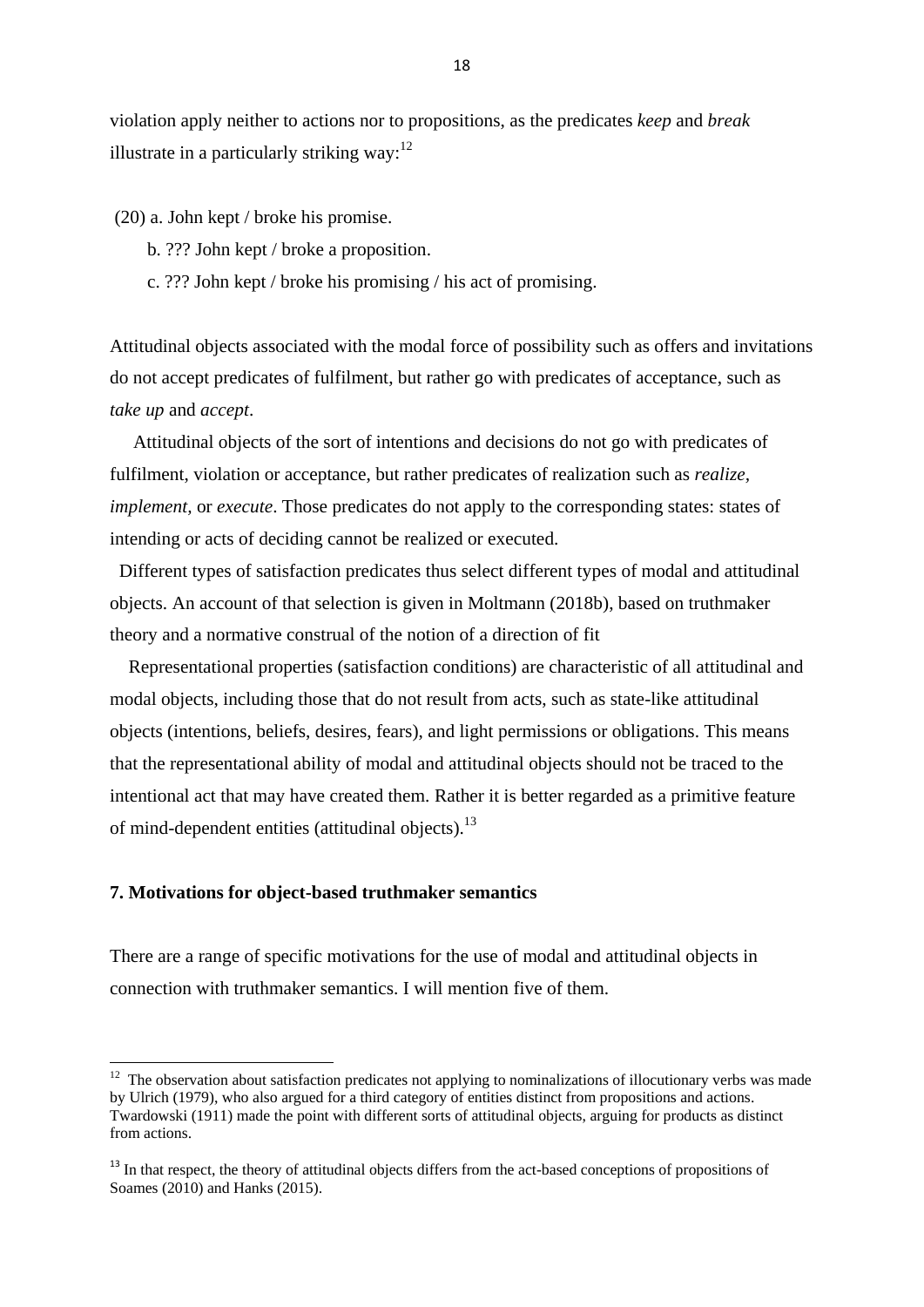violation apply neither to actions nor to propositions, as the predicates *keep* and *break* illustrate in a particularly striking way:[12]

(20) a. John kept / broke his promise.

b. ??? John kept / broke a proposition.

c. ??? John kept / broke his promising / his act of promising.

Attitudinal objects associated with the modal force of possibility such as offers and invitations do not accept predicates of fulfilment, but rather go with predicates of acceptance, such as *take up* and *accept*.

Attitudinal objects of the sort of intentions and decisions do not go with predicates of fulfilment, violation or acceptance, but rather predicates of realization such as *realize, implement,* or *execute*. Those predicates do not apply to the corresponding states: states of intending or acts of deciding cannot be realized or executed.

Different types of satisfaction predicates thus select different types of modal and attitudinal objects. An account of that selection is given in Moltmann (2018b), based on truthmaker theory and a normative construal of the notion of a direction of fit

Representational properties (satisfaction conditions) are characteristic of all attitudinal and modal objects, including those that do not result from acts, such as state-like attitudinal objects (intentions, beliefs, desires, fears), and light permissions or obligations. This means that the representational ability of modal and attitudinal objects should not be traced to the intentional act that may have created them. Rather it is better regarded as a primitive feature of mind-dependent entities (attitudinal objects).[13]

### 7. Motivations for object-based truthmaker semantics

There are a range of specific motivations for the use of modal and attitudinal objects in connection with truthmaker semantics. I will mention five of them.

---

[12] The observation about satisfaction predicates not applying to nominalizations of illocutionary verbs was made by Ulrich (1979), who also argued for a third category of entities distinct from propositions and actions. Twardowski (1911) made the point with different sorts of attitudinal objects, arguing for products as distinct from actions.

[13] In that respect, the theory of attitudinal objects differs from the act-based conceptions of propositions of Soames (2010) and Hanks (2015).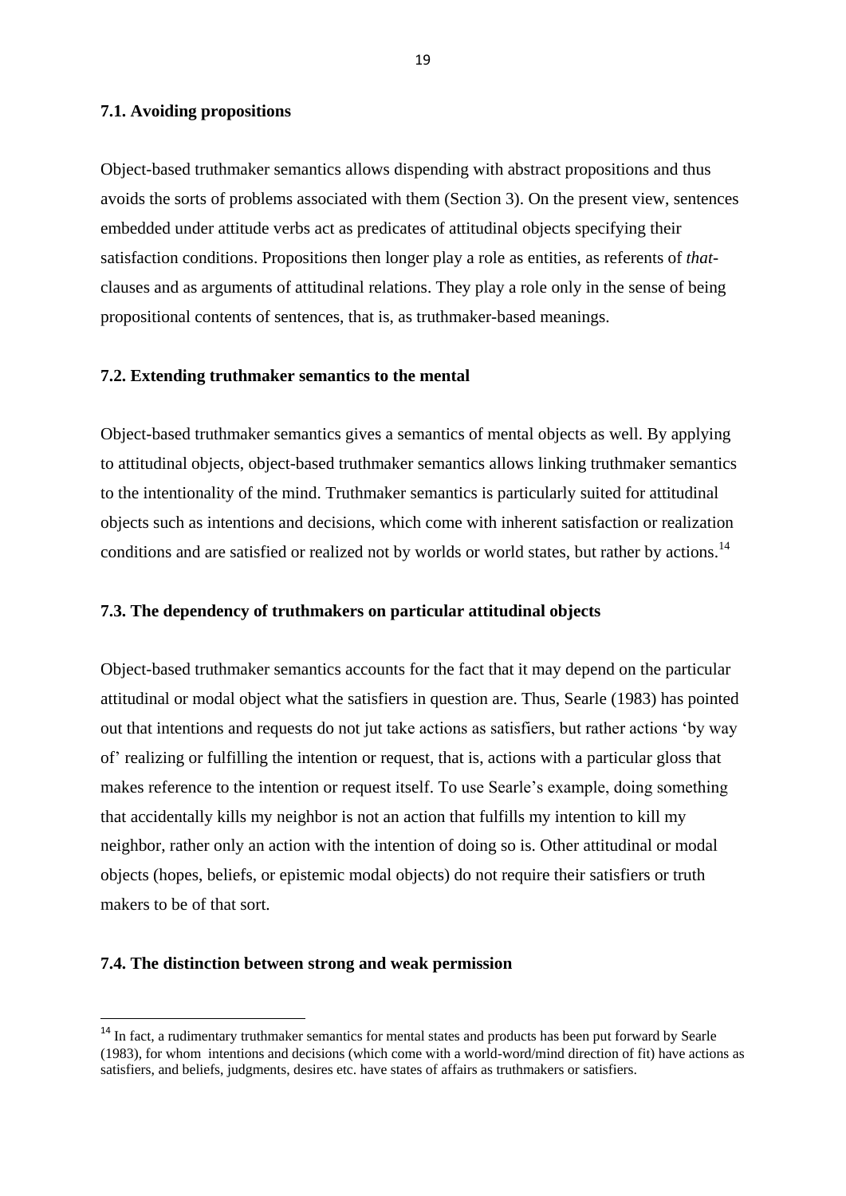### 7.1. Avoiding propositions

Object-based truthmaker semantics allows dispending with abstract propositions and thus avoids the sorts of problems associated with them (Section 3). On the present view, sentences embedded under attitude verbs act as predicates of attitudinal objects specifying their satisfaction conditions. Propositions then longer play a role as entities, as referents of *that*-clauses and as arguments of attitudinal relations. They play a role only in the sense of being propositional contents of sentences, that is, as truthmaker-based meanings.

### 7.2. Extending truthmaker semantics to the mental

Object-based truthmaker semantics gives a semantics of mental objects as well. By applying to attitudinal objects, object-based truthmaker semantics allows linking truthmaker semantics to the intentionality of the mind. Truthmaker semantics is particularly suited for attitudinal objects such as intentions and decisions, which come with inherent satisfaction or realization conditions and are satisfied or realized not by worlds or world states, but rather by actions.[14]

### 7.3. The dependency of truthmakers on particular attitudinal objects

Object-based truthmaker semantics accounts for the fact that it may depend on the particular attitudinal or modal object what the satisfiers in question are. Thus, Searle (1983) has pointed out that intentions and requests do not jut take actions as satisfiers, but rather actions 'by way of' realizing or fulfilling the intention or request, that is, actions with a particular gloss that makes reference to the intention or request itself. To use Searle's example, doing something that accidentally kills my neighbor is not an action that fulfills my intention to kill my neighbor, rather only an action with the intention of doing so is. Other attitudinal or modal objects (hopes, beliefs, or epistemic modal objects) do not require their satisfiers or truth makers to be of that sort.

### 7.4. The distinction between strong and weak permission

[14] In fact, a rudimentary truthmaker semantics for mental states and products has been put forward by Searle (1983), for whom intentions and decisions (which come with a world-word/mind direction of fit) have actions as satisfiers, and beliefs, judgments, desires etc. have states of affairs as truthmakers or satisfiers.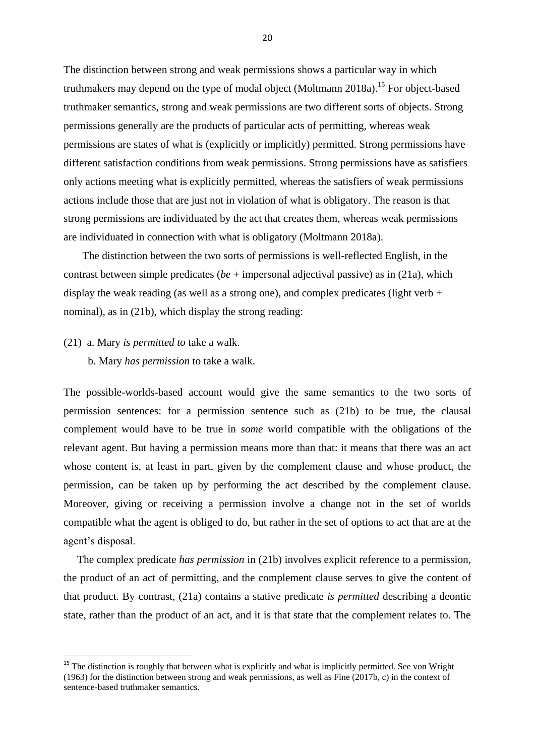The distinction between strong and weak permissions shows a particular way in which truthmakers may depend on the type of modal object (Moltmann 2018a).[15] For object-based truthmaker semantics, strong and weak permissions are two different sorts of objects. Strong permissions generally are the products of particular acts of permitting, whereas weak permissions are states of what is (explicitly or implicitly) permitted. Strong permissions have different satisfaction conditions from weak permissions. Strong permissions have as satisfiers only actions meeting what is explicitly permitted, whereas the satisfiers of weak permissions actions include those that are just not in violation of what is obligatory. The reason is that strong permissions are individuated by the act that creates them, whereas weak permissions are individuated in connection with what is obligatory (Moltmann 2018a).

The distinction between the two sorts of permissions is well-reflected English, in the contrast between simple predicates (*be* + impersonal adjectival passive) as in (21a), which display the weak reading (as well as a strong one), and complex predicates (light verb + nominal), as in (21b), which display the strong reading:

(21) a. Mary *is permitted to* take a walk.
 b. Mary *has permission* to take a walk.

The possible-worlds-based account would give the same semantics to the two sorts of permission sentences: for a permission sentence such as (21b) to be true, the clausal complement would have to be true in *some* world compatible with the obligations of the relevant agent. But having a permission means more than that: it means that there was an act whose content is, at least in part, given by the complement clause and whose product, the permission, can be taken up by performing the act described by the complement clause. Moreover, giving or receiving a permission involve a change not in the set of worlds compatible what the agent is obliged to do, but rather in the set of options to act that are at the agent's disposal.

The complex predicate *has permission* in (21b) involves explicit reference to a permission, the product of an act of permitting, and the complement clause serves to give the content of that product. By contrast, (21a) contains a stative predicate *is permitted* describing a deontic state, rather than the product of an act, and it is that state that the complement relates to. The

[15] The distinction is roughly that between what is explicitly and what is implicitly permitted. See von Wright (1963) for the distinction between strong and weak permissions, as well as Fine (2017b, c) in the context of sentence-based truthmaker semantics.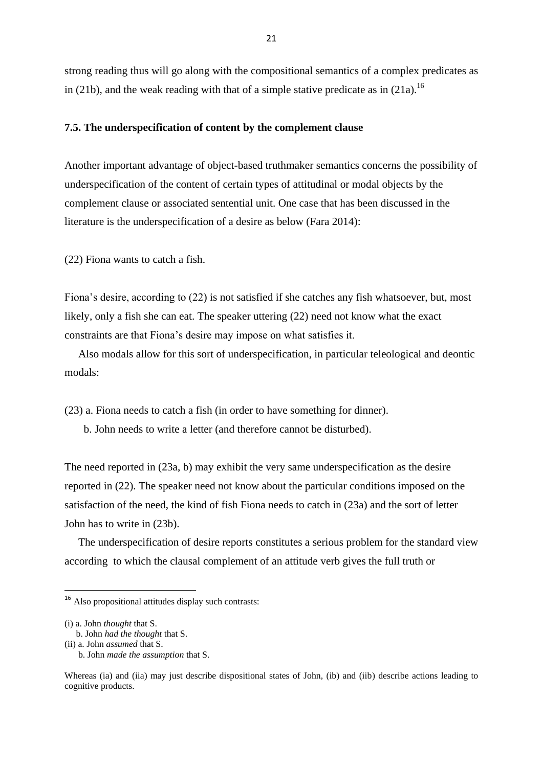strong reading thus will go along with the compositional semantics of a complex predicates as in (21b), and the weak reading with that of a simple stative predicate as in (21a).[16]

### 7.5. The underspecification of content by the complement clause

Another important advantage of object-based truthmaker semantics concerns the possibility of underspecification of the content of certain types of attitudinal or modal objects by the complement clause or associated sentential unit. One case that has been discussed in the literature is the underspecification of a desire as below (Fara 2014):

(22) Fiona wants to catch a fish.

Fiona's desire, according to (22) is not satisfied if she catches any fish whatsoever, but, most likely, only a fish she can eat. The speaker uttering (22) need not know what the exact constraints are that Fiona's desire may impose on what satisfies it.

Also modals allow for this sort of underspecification, in particular teleological and deontic modals:

(23) a. Fiona needs to catch a fish (in order to have something for dinner).
 b. John needs to write a letter (and therefore cannot be disturbed).

The need reported in (23a, b) may exhibit the very same underspecification as the desire reported in (22). The speaker need not know about the particular conditions imposed on the satisfaction of the need, the kind of fish Fiona needs to catch in (23a) and the sort of letter John has to write in (23b).

The underspecification of desire reports constitutes a serious problem for the standard view according to which the clausal complement of an attitude verb gives the full truth or

---

[16] Also propositional attitudes display such contrasts:

(i) a. John *thought* that S.
 b. John *had the thought* that S.
(ii) a. John *assumed* that S.
 b. John *made the assumption* that S.

Whereas (ia) and (iia) may just describe dispositional states of John, (ib) and (iib) describe actions leading to cognitive products.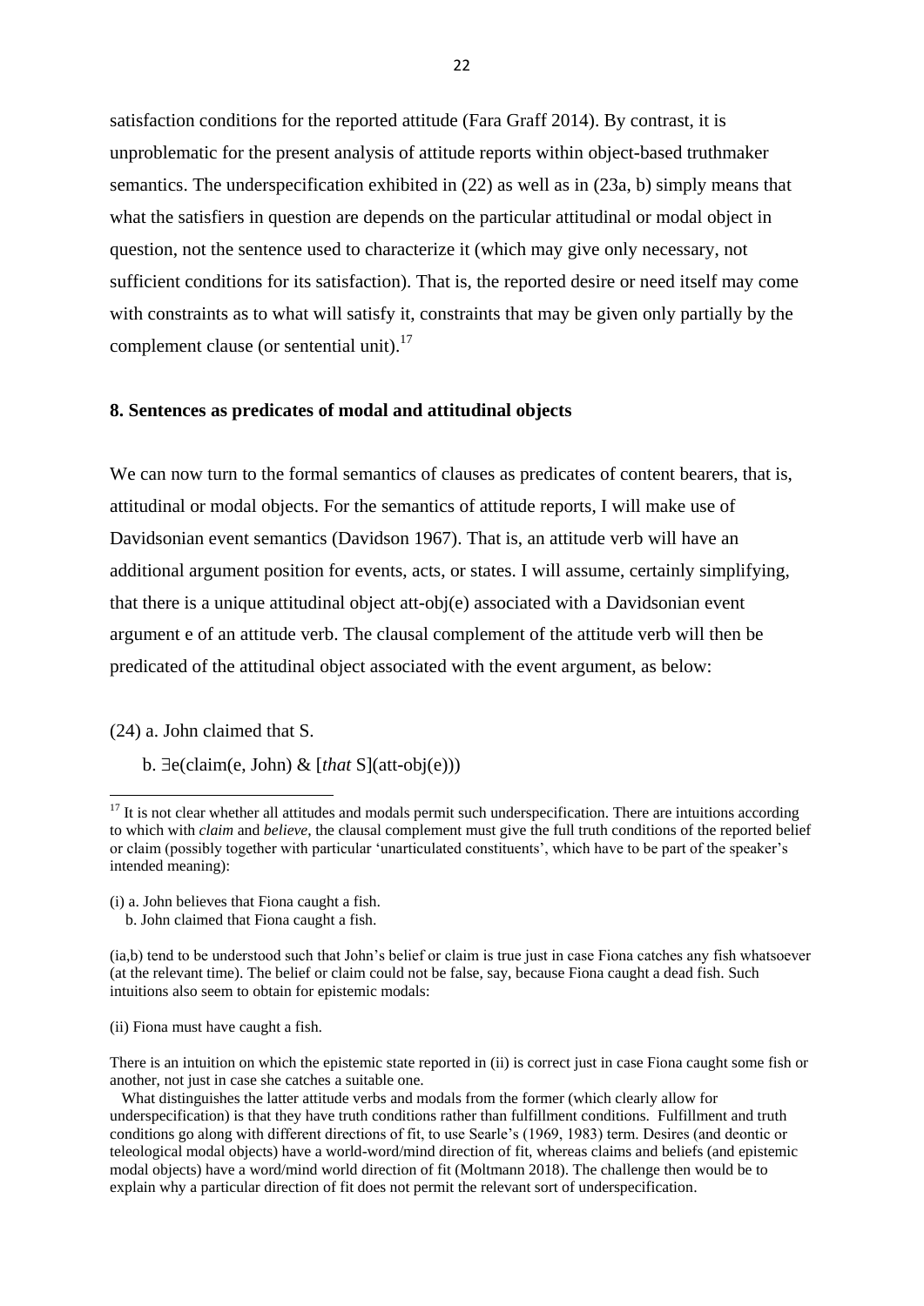satisfaction conditions for the reported attitude (Fara Graff 2014). By contrast, it is unproblematic for the present analysis of attitude reports within object-based truthmaker semantics. The underspecification exhibited in (22) as well as in (23a, b) simply means that what the satisfiers in question are depends on the particular attitudinal or modal object in question, not the sentence used to characterize it (which may give only necessary, not sufficient conditions for its satisfaction). That is, the reported desire or need itself may come with constraints as to what will satisfy it, constraints that may be given only partially by the complement clause (or sentential unit).[17]

## 8. Sentences as predicates of modal and attitudinal objects

We can now turn to the formal semantics of clauses as predicates of content bearers, that is, attitudinal or modal objects. For the semantics of attitude reports, I will make use of Davidsonian event semantics (Davidson 1967). That is, an attitude verb will have an additional argument position for events, acts, or states. I will assume, certainly simplifying, that there is a unique attitudinal object att-obj(e) associated with a Davidsonian event argument e of an attitude verb. The clausal complement of the attitude verb will then be predicated of the attitudinal object associated with the event argument, as below:

(24) a. John claimed that S.

b. ∃e(claim(e, John) & [*that* S](att-obj(e)))

---

[17] It is not clear whether all attitudes and modals permit such underspecification. There are intuitions according to which with *claim* and *believe*, the clausal complement must give the full truth conditions of the reported belief or claim (possibly together with particular 'unarticulated constituents', which have to be part of the speaker's intended meaning):

(i) a. John believes that Fiona caught a fish.
   b. John claimed that Fiona caught a fish.

(ia,b) tend to be understood such that John's belief or claim is true just in case Fiona catches any fish whatsoever (at the relevant time). The belief or claim could not be false, say, because Fiona caught a dead fish. Such intuitions also seem to obtain for epistemic modals:

(ii) Fiona must have caught a fish.

There is an intuition on which the epistemic state reported in (ii) is correct just in case Fiona caught some fish or another, not just in case she catches a suitable one.

What distinguishes the latter attitude verbs and modals from the former (which clearly allow for underspecification) is that they have truth conditions rather than fulfillment conditions. Fulfillment and truth conditions go along with different directions of fit, to use Searle's (1969, 1983) term. Desires (and deontic or teleological modal objects) have a world-word/mind direction of fit, whereas claims and beliefs (and epistemic modal objects) have a word/mind world direction of fit (Moltmann 2018). The challenge then would be to explain why a particular direction of fit does not permit the relevant sort of underspecification.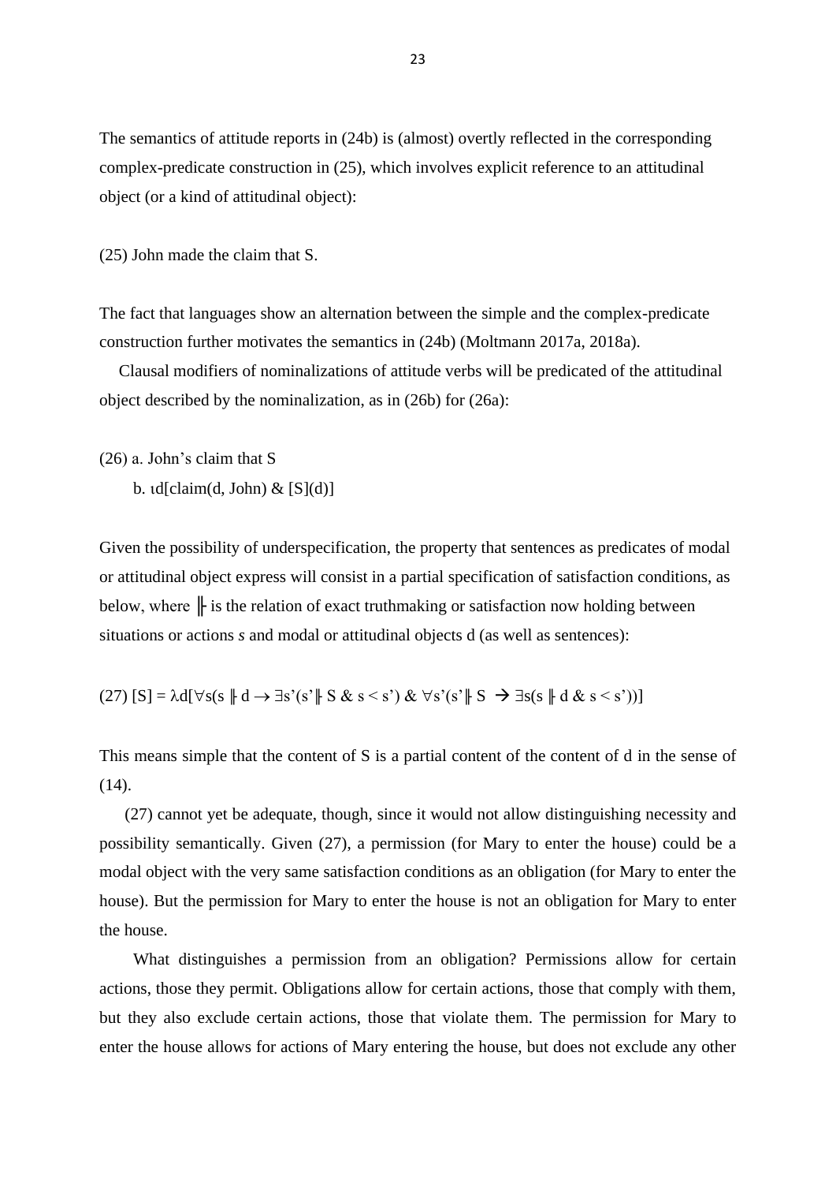The semantics of attitude reports in (24b) is (almost) overtly reflected in the corresponding complex-predicate construction in (25), which involves explicit reference to an attitudinal object (or a kind of attitudinal object):

(25) John made the claim that S.

The fact that languages show an alternation between the simple and the complex-predicate construction further motivates the semantics in (24b) (Moltmann 2017a, 2018a).

Clausal modifiers of nominalizations of attitude verbs will be predicated of the attitudinal object described by the nominalization, as in (26b) for (26a):

(26) a. John's claim that S

b. $\iota d[\text{claim}(d, \text{John}) \ \& \ [S](d)]$

Given the possibility of underspecification, the property that sentences as predicates of modal or attitudinal object express will consist in a partial specification of satisfaction conditions, as below, where $\Vdash$ is the relation of exact truthmaking or satisfaction now holding between situations or actions *s* and modal or attitudinal objects d (as well as sentences):

(27) $[S] = \lambda d[\forall s(s \Vdash d \rightarrow \exists s'(s' \Vdash S \ \& \ s < s') \ \& \ \forall s'(s' \Vdash S \rightarrow \exists s(s \Vdash d \ \& \ s < s'))]$

This means simple that the content of S is a partial content of the content of d in the sense of (14).

(27) cannot yet be adequate, though, since it would not allow distinguishing necessity and possibility semantically. Given (27), a permission (for Mary to enter the house) could be a modal object with the very same satisfaction conditions as an obligation (for Mary to enter the house). But the permission for Mary to enter the house is not an obligation for Mary to enter the house.

What distinguishes a permission from an obligation? Permissions allow for certain actions, those they permit. Obligations allow for certain actions, those that comply with them, but they also exclude certain actions, those that violate them. The permission for Mary to enter the house allows for actions of Mary entering the house, but does not exclude any other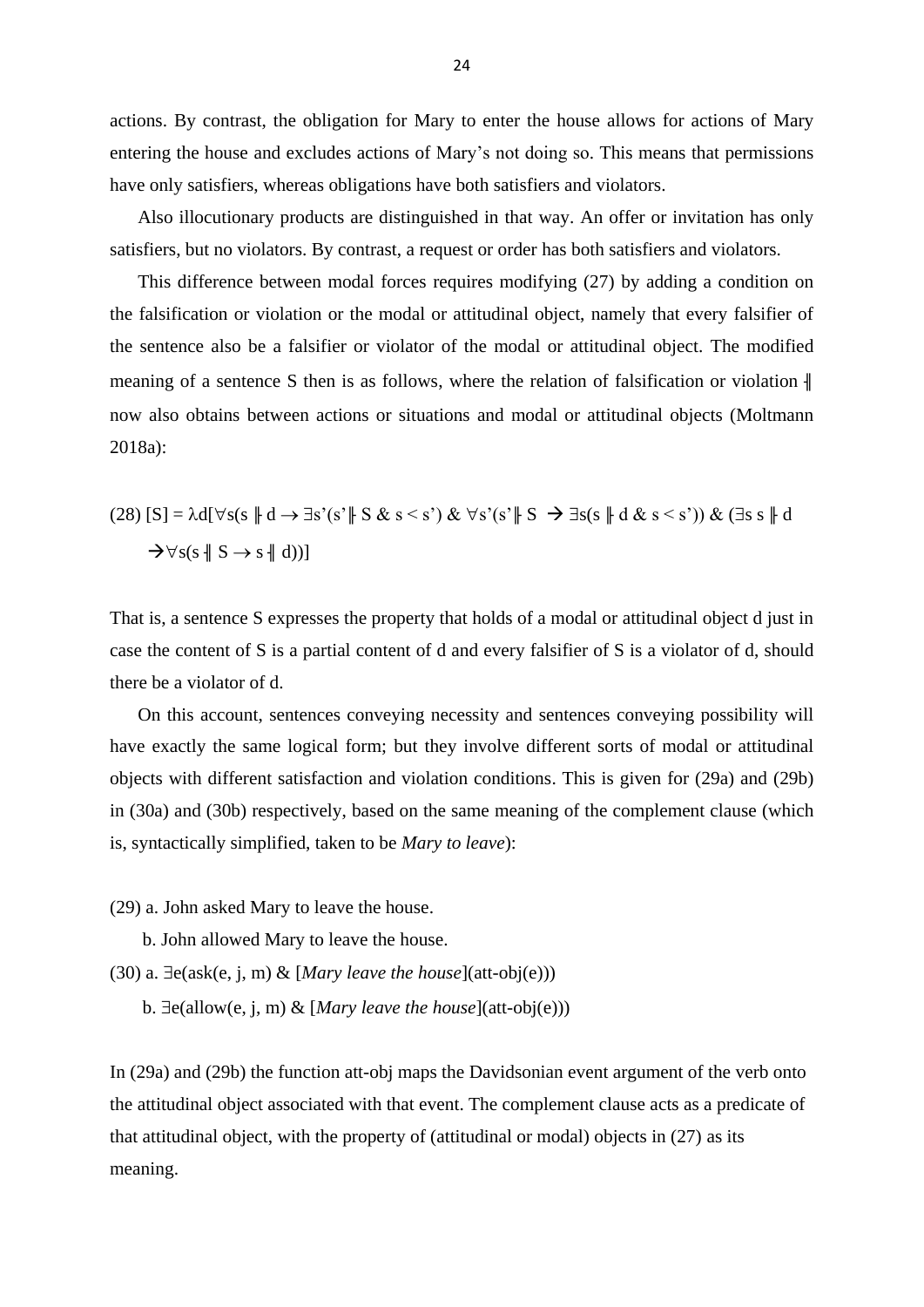actions. By contrast, the obligation for Mary to enter the house allows for actions of Mary entering the house and excludes actions of Mary's not doing so. This means that permissions have only satisfiers, whereas obligations have both satisfiers and violators.

Also illocutionary products are distinguished in that way. An offer or invitation has only satisfiers, but no violators. By contrast, a request or order has both satisfiers and violators.

This difference between modal forces requires modifying (27) by adding a condition on the falsification or violation or the modal or attitudinal object, namely that every falsifier of the sentence also be a falsifier or violator of the modal or attitudinal object. The modified meaning of a sentence S then is as follows, where the relation of falsification or violation $\dashv$ now also obtains between actions or situations and modal or attitudinal objects (Moltmann 2018a):

(28) $[S] = \lambda d[\forall s(s \Vdash d \rightarrow \exists s'(s' \Vdash S \;\&\; s < s') \;\&\; \forall s'(s' \Vdash S \rightarrow \exists s(s \Vdash d \;\&\; s < s')) \;\&\; (\exists s\; s \Vdash d \rightarrow \forall s(s \dashv S \rightarrow s \dashv d))]$

That is, a sentence S expresses the property that holds of a modal or attitudinal object d just in case the content of S is a partial content of d and every falsifier of S is a violator of d, should there be a violator of d.

On this account, sentences conveying necessity and sentences conveying possibility will have exactly the same logical form; but they involve different sorts of modal or attitudinal objects with different satisfaction and violation conditions. This is given for (29a) and (29b) in (30a) and (30b) respectively, based on the same meaning of the complement clause (which is, syntactically simplified, taken to be *Mary to leave*):

(29) a. John asked Mary to leave the house.

b. John allowed Mary to leave the house.

(30) a. $\exists e(ask(e, j, m) \;\&\; [$*Mary leave the house*$](att\text{-}obj(e)))$

b. $\exists e(allow(e, j, m) \;\&\; [$*Mary leave the house*$](att\text{-}obj(e)))$

In (29a) and (29b) the function att-obj maps the Davidsonian event argument of the verb onto the attitudinal object associated with that event. The complement clause acts as a predicate of that attitudinal object, with the property of (attitudinal or modal) objects in (27) as its meaning.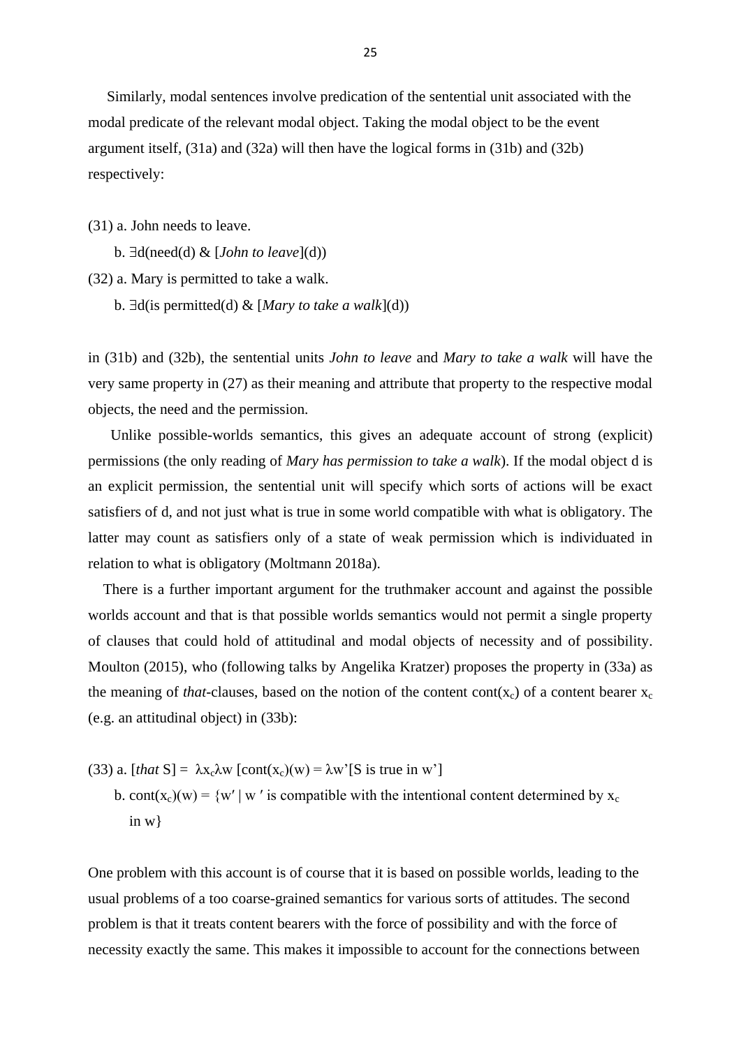Similarly, modal sentences involve predication of the sentential unit associated with the modal predicate of the relevant modal object. Taking the modal object to be the event argument itself, (31a) and (32a) will then have the logical forms in (31b) and (32b) respectively:

(31) a. John needs to leave.

b. ∃d(need(d) & [*John to leave*](d))

(32) a. Mary is permitted to take a walk.

b. ∃d(is permitted(d) & [*Mary to take a walk*](d))

in (31b) and (32b), the sentential units *John to leave* and *Mary to take a walk* will have the very same property in (27) as their meaning and attribute that property to the respective modal objects, the need and the permission.

Unlike possible-worlds semantics, this gives an adequate account of strong (explicit) permissions (the only reading of *Mary has permission to take a walk*). If the modal object d is an explicit permission, the sentential unit will specify which sorts of actions will be exact satisfiers of d, and not just what is true in some world compatible with what is obligatory. The latter may count as satisfiers only of a state of weak permission which is individuated in relation to what is obligatory (Moltmann 2018a).

There is a further important argument for the truthmaker account and against the possible worlds account and that is that possible worlds semantics would not permit a single property of clauses that could hold of attitudinal and modal objects of necessity and of possibility. Moulton (2015), who (following talks by Angelika Kratzer) proposes the property in (33a) as the meaning of *that*-clauses, based on the notion of the content $cont(x_c)$ of a content bearer $x_c$ (e.g. an attitudinal object) in (33b):

(33) a. [*that* S] = $\lambda x_c \lambda w\, [cont(x_c)(w) = \lambda w'[\text{S is true in } w']$

b. $cont(x_c)(w) = \{w' \mid w'$ is compatible with the intentional content determined by $x_c$ in $w\}$

One problem with this account is of course that it is based on possible worlds, leading to the usual problems of a too coarse-grained semantics for various sorts of attitudes. The second problem is that it treats content bearers with the force of possibility and with the force of necessity exactly the same. This makes it impossible to account for the connections between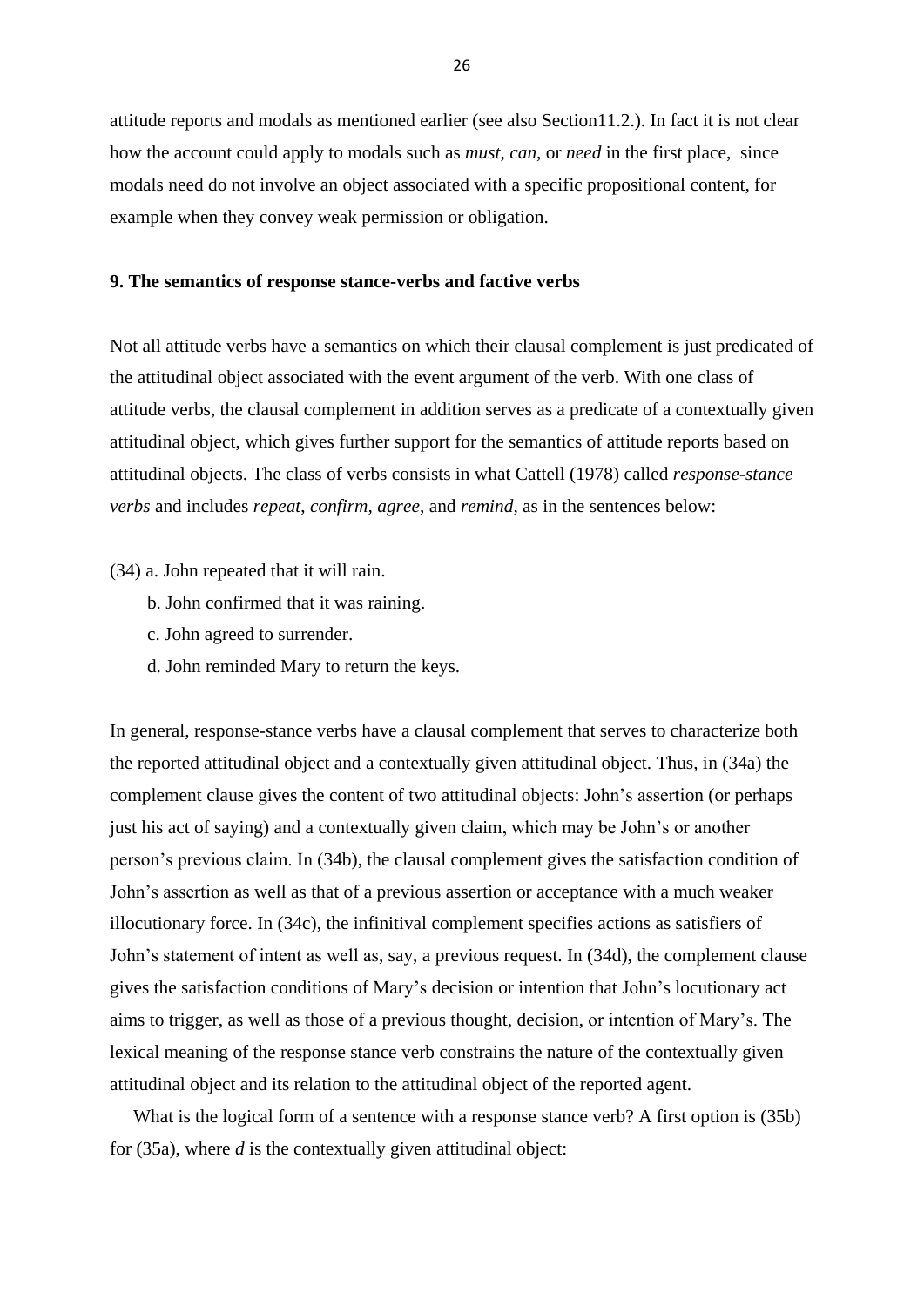attitude reports and modals as mentioned earlier (see also Section11.2.). In fact it is not clear how the account could apply to modals such as *must, can,* or *need* in the first place, since modals need do not involve an object associated with a specific propositional content, for example when they convey weak permission or obligation.

## 9. The semantics of response stance-verbs and factive verbs

Not all attitude verbs have a semantics on which their clausal complement is just predicated of the attitudinal object associated with the event argument of the verb. With one class of attitude verbs, the clausal complement in addition serves as a predicate of a contextually given attitudinal object, which gives further support for the semantics of attitude reports based on attitudinal objects. The class of verbs consists in what Cattell (1978) called *response-stance verbs* and includes *repeat, confirm, agree*, and *remind*, as in the sentences below:

(34) a. John repeated that it will rain.

b. John confirmed that it was raining.

c. John agreed to surrender.

d. John reminded Mary to return the keys.

In general, response-stance verbs have a clausal complement that serves to characterize both the reported attitudinal object and a contextually given attitudinal object. Thus, in (34a) the complement clause gives the content of two attitudinal objects: John's assertion (or perhaps just his act of saying) and a contextually given claim, which may be John's or another person's previous claim. In (34b), the clausal complement gives the satisfaction condition of John's assertion as well as that of a previous assertion or acceptance with a much weaker illocutionary force. In (34c), the infinitival complement specifies actions as satisfiers of John's statement of intent as well as, say, a previous request. In (34d), the complement clause gives the satisfaction conditions of Mary's decision or intention that John's locutionary act aims to trigger, as well as those of a previous thought, decision, or intention of Mary's. The lexical meaning of the response stance verb constrains the nature of the contextually given attitudinal object and its relation to the attitudinal object of the reported agent.

What is the logical form of a sentence with a response stance verb? A first option is (35b) for (35a), where *d* is the contextually given attitudinal object: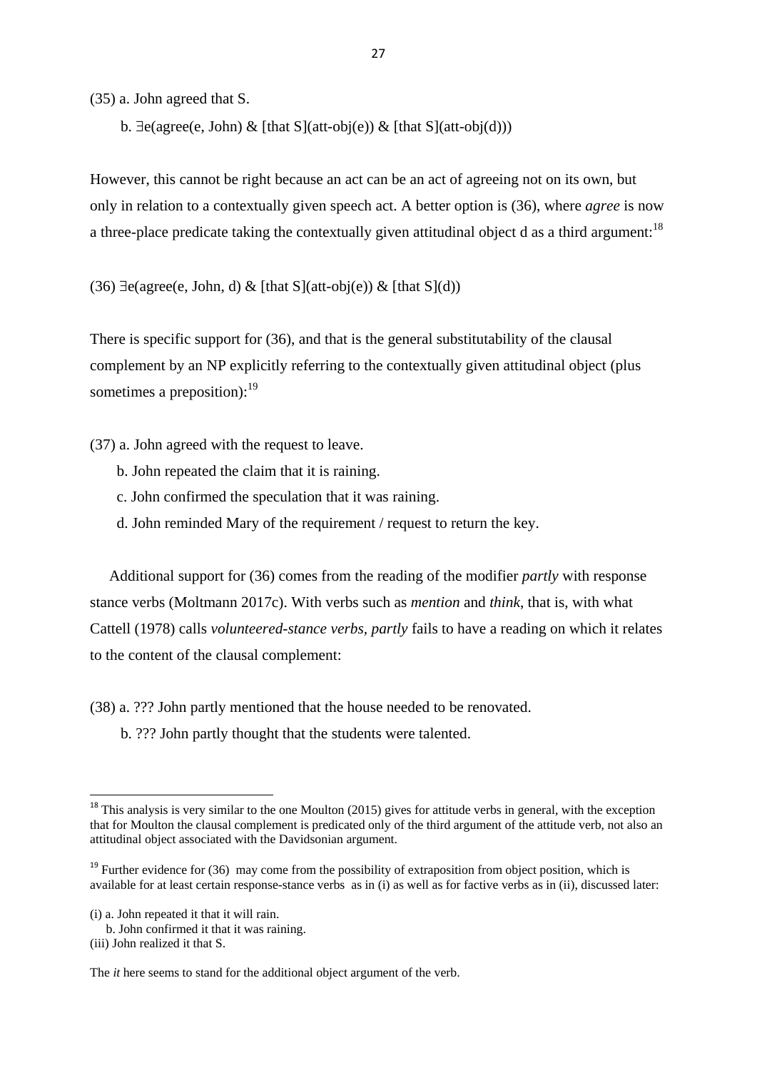(35) a. John agreed that S.

b. ∃e(agree(e, John) & [that S](att-obj(e)) & [that S](att-obj(d)))

However, this cannot be right because an act can be an act of agreeing not on its own, but only in relation to a contextually given speech act. A better option is (36), where *agree* is now a three-place predicate taking the contextually given attitudinal object d as a third argument:[18]

(36) ∃e(agree(e, John, d) & [that S](att-obj(e)) & [that S](d))

There is specific support for (36), and that is the general substitutability of the clausal complement by an NP explicitly referring to the contextually given attitudinal object (plus sometimes a preposition):[19]

(37) a. John agreed with the request to leave.

b. John repeated the claim that it is raining.

c. John confirmed the speculation that it was raining.

d. John reminded Mary of the requirement / request to return the key.

Additional support for (36) comes from the reading of the modifier *partly* with response stance verbs (Moltmann 2017c). With verbs such as *mention* and *think*, that is, with what Cattell (1978) calls *volunteered-stance verbs, partly* fails to have a reading on which it relates to the content of the clausal complement:

(38) a. ??? John partly mentioned that the house needed to be renovated.

b. ??? John partly thought that the students were talented.

---

[18] This analysis is very similar to the one Moulton (2015) gives for attitude verbs in general, with the exception that for Moulton the clausal complement is predicated only of the third argument of the attitude verb, not also an attitudinal object associated with the Davidsonian argument.

[19] Further evidence for (36) may come from the possibility of extraposition from object position, which is available for at least certain response-stance verbs as in (i) as well as for factive verbs as in (ii), discussed later:

(i) a. John repeated it that it will rain.

b. John confirmed it that it was raining.

(iii) John realized it that S.

The *it* here seems to stand for the additional object argument of the verb.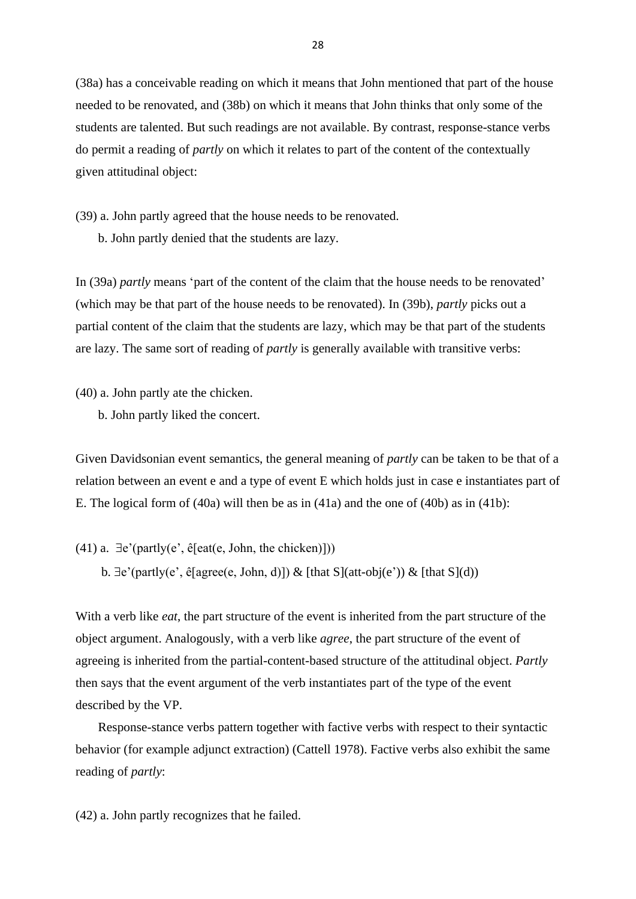(38a) has a conceivable reading on which it means that John mentioned that part of the house needed to be renovated, and (38b) on which it means that John thinks that only some of the students are talented. But such readings are not available. By contrast, response-stance verbs do permit a reading of *partly* on which it relates to part of the content of the contextually given attitudinal object:

(39) a. John partly agreed that the house needs to be renovated.
   b. John partly denied that the students are lazy.

In (39a) *partly* means 'part of the content of the claim that the house needs to be renovated' (which may be that part of the house needs to be renovated). In (39b), *partly* picks out a partial content of the claim that the students are lazy, which may be that part of the students are lazy. The same sort of reading of *partly* is generally available with transitive verbs:

(40) a. John partly ate the chicken.
   b. John partly liked the concert.

Given Davidsonian event semantics, the general meaning of *partly* can be taken to be that of a relation between an event e and a type of event E which holds just in case e instantiates part of E. The logical form of (40a) will then be as in (41a) and the one of (40b) as in (41b):

(41) a. ∃e'(partly(e', ê[eat(e, John, the chicken)]))
   b. ∃e'(partly(e', ê[agree(e, John, d)]) & [that S](att-obj(e')) & [that S](d))

With a verb like *eat*, the part structure of the event is inherited from the part structure of the object argument. Analogously, with a verb like *agree*, the part structure of the event of agreeing is inherited from the partial-content-based structure of the attitudinal object. *Partly* then says that the event argument of the verb instantiates part of the type of the event described by the VP.

Response-stance verbs pattern together with factive verbs with respect to their syntactic behavior (for example adjunct extraction) (Cattell 1978). Factive verbs also exhibit the same reading of *partly*:

(42) a. John partly recognizes that he failed.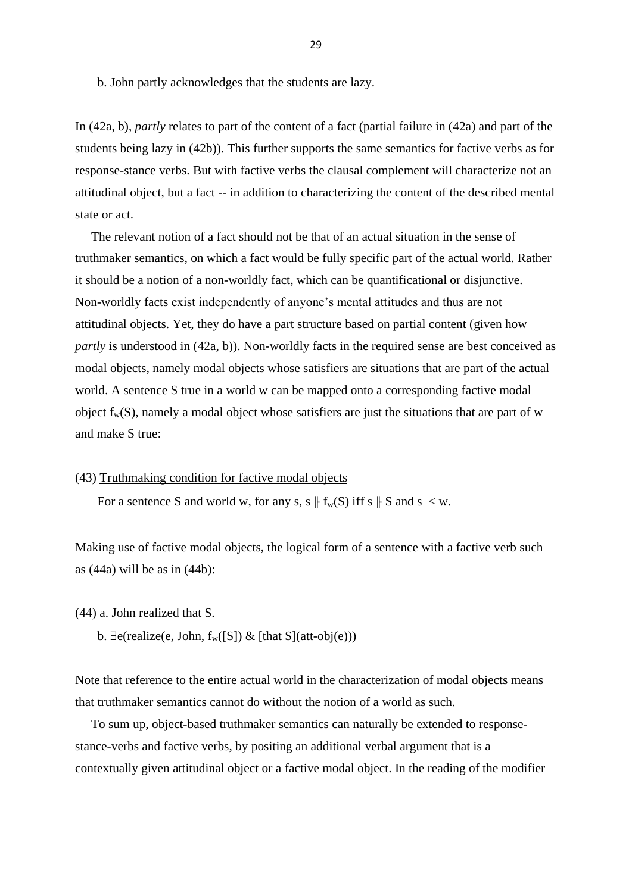b. John partly acknowledges that the students are lazy.

In (42a, b), *partly* relates to part of the content of a fact (partial failure in (42a) and part of the students being lazy in (42b)). This further supports the same semantics for factive verbs as for response-stance verbs. But with factive verbs the clausal complement will characterize not an attitudinal object, but a fact -- in addition to characterizing the content of the described mental state or act.

The relevant notion of a fact should not be that of an actual situation in the sense of truthmaker semantics, on which a fact would be fully specific part of the actual world. Rather it should be a notion of a non-worldly fact, which can be quantificational or disjunctive. Non-worldly facts exist independently of anyone's mental attitudes and thus are not attitudinal objects. Yet, they do have a part structure based on partial content (given how *partly* is understood in (42a, b)). Non-worldly facts in the required sense are best conceived as modal objects, namely modal objects whose satisfiers are situations that are part of the actual world. A sentence S true in a world w can be mapped onto a corresponding factive modal object $f_w(S)$, namely a modal object whose satisfiers are just the situations that are part of w and make S true:

(43) <u>Truthmaking condition for factive modal objects</u>

For a sentence S and world w, for any s, $s \Vdash f_w(S)$ iff $s \Vdash S$ and $s < w$.

Making use of factive modal objects, the logical form of a sentence with a factive verb such as (44a) will be as in (44b):

(44) a. John realized that S.

b. $\exists e(\text{realize}(e, \text{John}, f_w([S]) \ \& \ [\text{that S}](\text{att-obj}(e)))$

Note that reference to the entire actual world in the characterization of modal objects means that truthmaker semantics cannot do without the notion of a world as such.

To sum up, object-based truthmaker semantics can naturally be extended to response-stance-verbs and factive verbs, by positing an additional verbal argument that is a contextually given attitudinal object or a factive modal object. In the reading of the modifier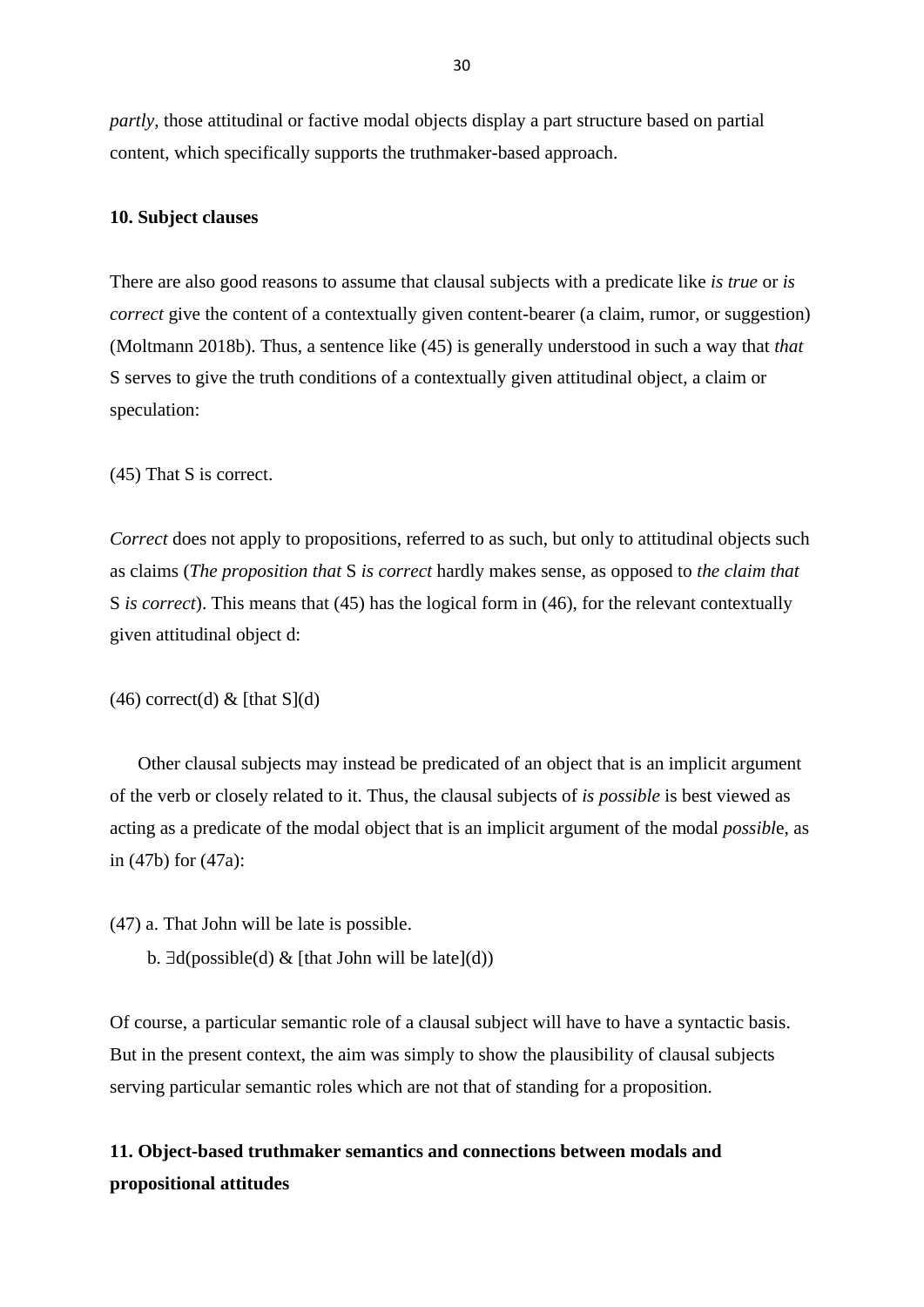*partly*, those attitudinal or factive modal objects display a part structure based on partial content, which specifically supports the truthmaker-based approach.

**10. Subject clauses**

There are also good reasons to assume that clausal subjects with a predicate like *is true* or *is correct* give the content of a contextually given content-bearer (a claim, rumor, or suggestion) (Moltmann 2018b). Thus, a sentence like (45) is generally understood in such a way that *that* S serves to give the truth conditions of a contextually given attitudinal object, a claim or speculation:

(45) That S is correct.

*Correct* does not apply to propositions, referred to as such, but only to attitudinal objects such as claims (*The proposition that* S *is correct* hardly makes sense, as opposed to *the claim that* S *is correct*). This means that (45) has the logical form in (46), for the relevant contextually given attitudinal object d:

(46) correct(d) & [that S](d)

Other clausal subjects may instead be predicated of an object that is an implicit argument of the verb or closely related to it. Thus, the clausal subjects of *is possible* is best viewed as acting as a predicate of the modal object that is an implicit argument of the modal *possibl*e, as in (47b) for (47a):

(47) a. That John will be late is possible.
b. ∃d(possible(d) & [that John will be late](d))

Of course, a particular semantic role of a clausal subject will have to have a syntactic basis. But in the present context, the aim was simply to show the plausibility of clausal subjects serving particular semantic roles which are not that of standing for a proposition.

**11. Object-based truthmaker semantics and connections between modals and propositional attitudes**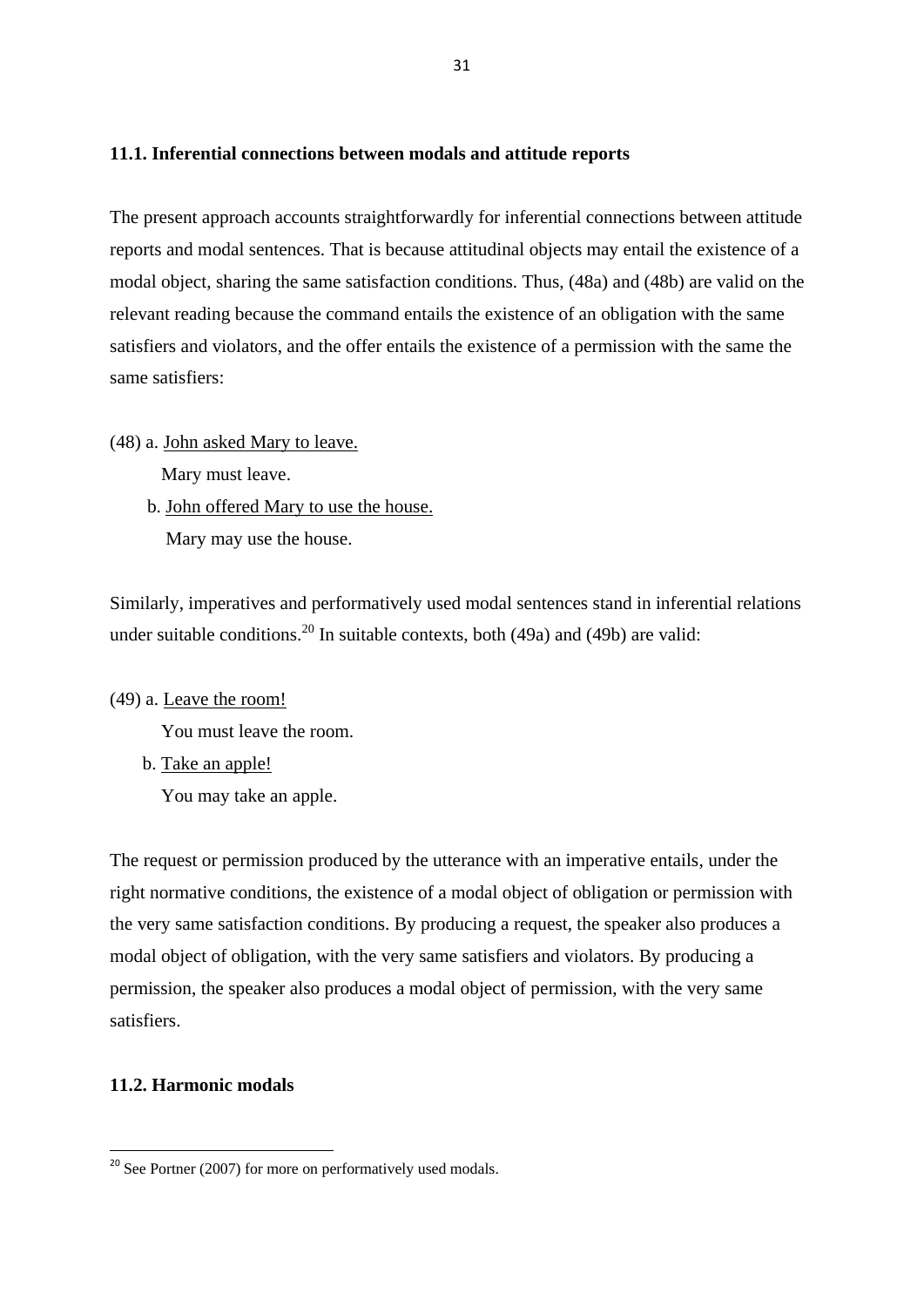### 11.1. Inferential connections between modals and attitude reports

The present approach accounts straightforwardly for inferential connections between attitude reports and modal sentences. That is because attitudinal objects may entail the existence of a modal object, sharing the same satisfaction conditions. Thus, (48a) and (48b) are valid on the relevant reading because the command entails the existence of an obligation with the same satisfiers and violators, and the offer entails the existence of a permission with the same the same satisfiers:

(48) a. <u>John asked Mary to leave.</u>  
     Mary must leave.  
  b. <u>John offered Mary to use the house.</u>  
     Mary may use the house.

Similarly, imperatives and performatively used modal sentences stand in inferential relations under suitable conditions.[20] In suitable contexts, both (49a) and (49b) are valid:

(49) a. <u>Leave the room!</u>  
     You must leave the room.  
  b. <u>Take an apple!</u>  
     You may take an apple.

The request or permission produced by the utterance with an imperative entails, under the right normative conditions, the existence of a modal object of obligation or permission with the very same satisfaction conditions. By producing a request, the speaker also produces a modal object of obligation, with the very same satisfiers and violators. By producing a permission, the speaker also produces a modal object of permission, with the very same satisfiers.

### 11.2. Harmonic modals

[20] See Portner (2007) for more on performatively used modals.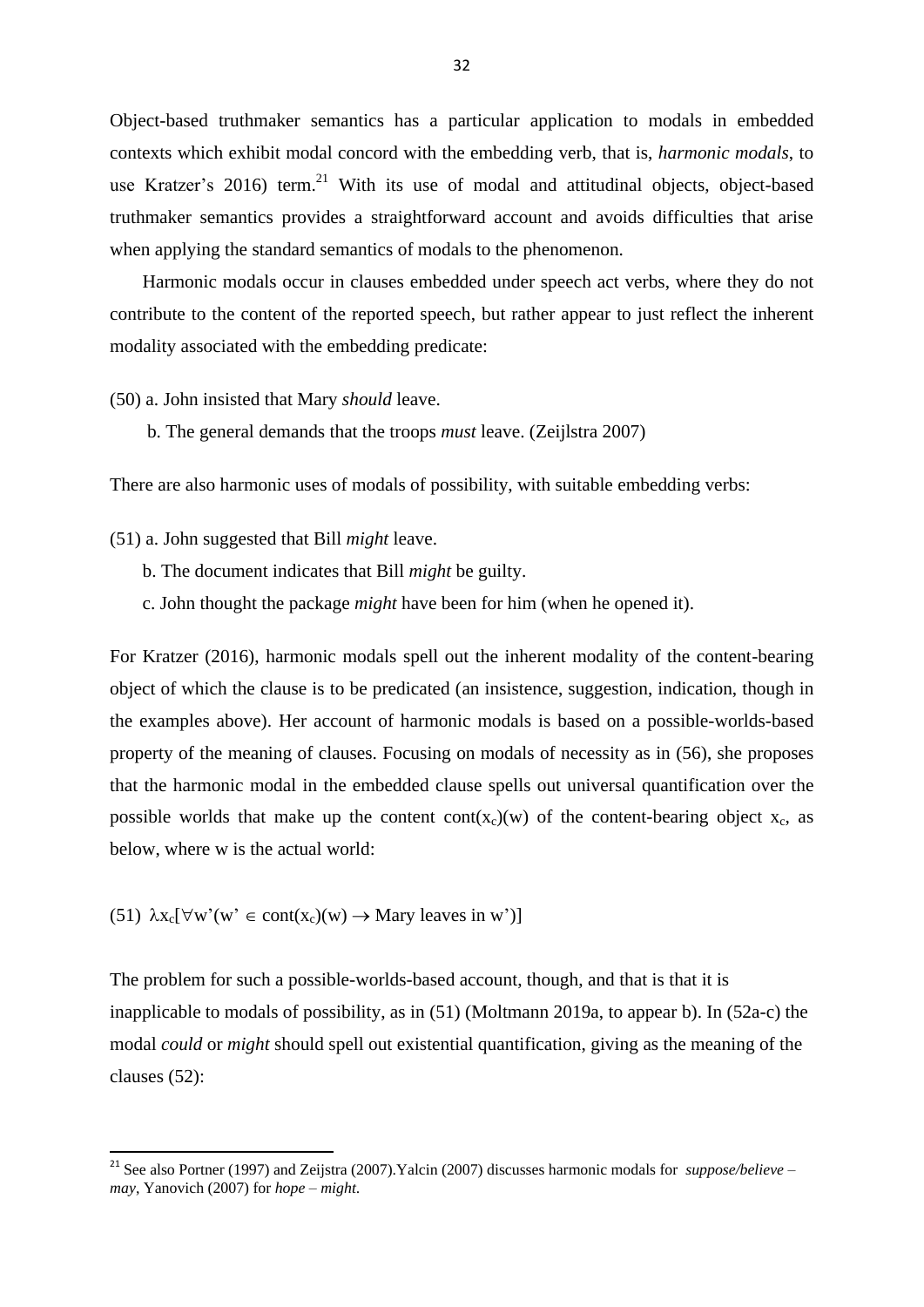Object-based truthmaker semantics has a particular application to modals in embedded contexts which exhibit modal concord with the embedding verb, that is, *harmonic modals*, to use Kratzer's 2016) term.[21] With its use of modal and attitudinal objects, object-based truthmaker semantics provides a straightforward account and avoids difficulties that arise when applying the standard semantics of modals to the phenomenon.

Harmonic modals occur in clauses embedded under speech act verbs, where they do not contribute to the content of the reported speech, but rather appear to just reflect the inherent modality associated with the embedding predicate:

(50) a. John insisted that Mary *should* leave.

b. The general demands that the troops *must* leave. (Zeijlstra 2007)

There are also harmonic uses of modals of possibility, with suitable embedding verbs:

(51) a. John suggested that Bill *might* leave.

b. The document indicates that Bill *might* be guilty.

c. John thought the package *might* have been for him (when he opened it).

For Kratzer (2016), harmonic modals spell out the inherent modality of the content-bearing object of which the clause is to be predicated (an insistence, suggestion, indication, though in the examples above). Her account of harmonic modals is based on a possible-worlds-based property of the meaning of clauses. Focusing on modals of necessity as in (56), she proposes that the harmonic modal in the embedded clause spells out universal quantification over the possible worlds that make up the content $cont(x_c)(w)$ of the content-bearing object $x_c$, as below, where w is the actual world:

(51) $\lambda x_c[\forall w'(w' \in cont(x_c)(w) \rightarrow \text{Mary leaves in } w')]$

The problem for such a possible-worlds-based account, though, and that is that it is inapplicable to modals of possibility, as in (51) (Moltmann 2019a, to appear b). In (52a-c) the modal *could* or *might* should spell out existential quantification, giving as the meaning of the clauses (52):

[21] See also Portner (1997) and Zeijstra (2007).Yalcin (2007) discusses harmonic modals for *suppose/believe – may*, Yanovich (2007) for *hope – might.*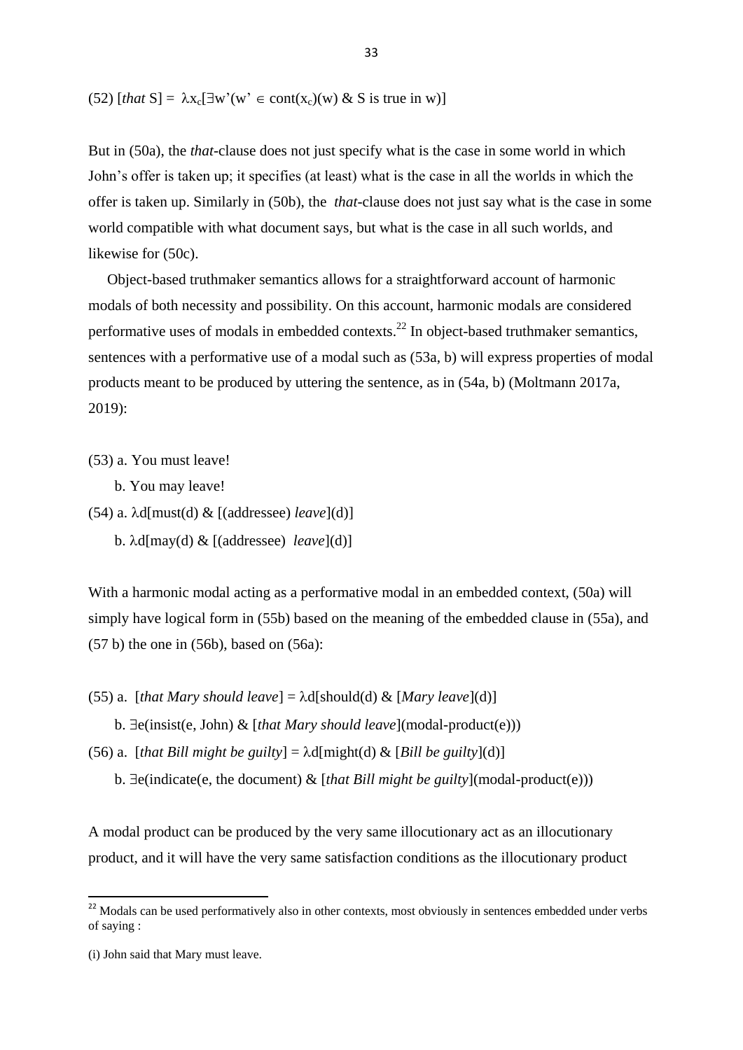(52) [*that* S] = $\lambda x_c[\exists w'(w' \in cont(x_c)(w)$ & S is true in w)]

But in (50a), the *that*-clause does not just specify what is the case in some world in which John's offer is taken up; it specifies (at least) what is the case in all the worlds in which the offer is taken up. Similarly in (50b), the *that*-clause does not just say what is the case in some world compatible with what document says, but what is the case in all such worlds, and likewise for (50c).

Object-based truthmaker semantics allows for a straightforward account of harmonic modals of both necessity and possibility. On this account, harmonic modals are considered performative uses of modals in embedded contexts.[22] In object-based truthmaker semantics, sentences with a performative use of a modal such as (53a, b) will express properties of modal products meant to be produced by uttering the sentence, as in (54a, b) (Moltmann 2017a, 2019):

(53) a. You must leave!

b. You may leave!

(54) a. λd[must(d) & [(addressee) *leave*](d)]

b. λd[may(d) & [(addressee) *leave*](d)]

With a harmonic modal acting as a performative modal in an embedded context, (50a) will simply have logical form in (55b) based on the meaning of the embedded clause in (55a), and (57 b) the one in (56b), based on (56a):

(55) a. [*that Mary should leave*] = λd[should(d) & [*Mary leave*](d)]

b. ∃e(insist(e, John) & [*that Mary should leave*](modal-product(e)))

(56) a. [*that Bill might be guilty*] = λd[might(d) & [*Bill be guilty*](d)]

b. ∃e(indicate(e, the document) & [*that Bill might be guilty*](modal-product(e)))

A modal product can be produced by the very same illocutionary act as an illocutionary product, and it will have the very same satisfaction conditions as the illocutionary product

[22] Modals can be used performatively also in other contexts, most obviously in sentences embedded under verbs of saying :

(i) John said that Mary must leave.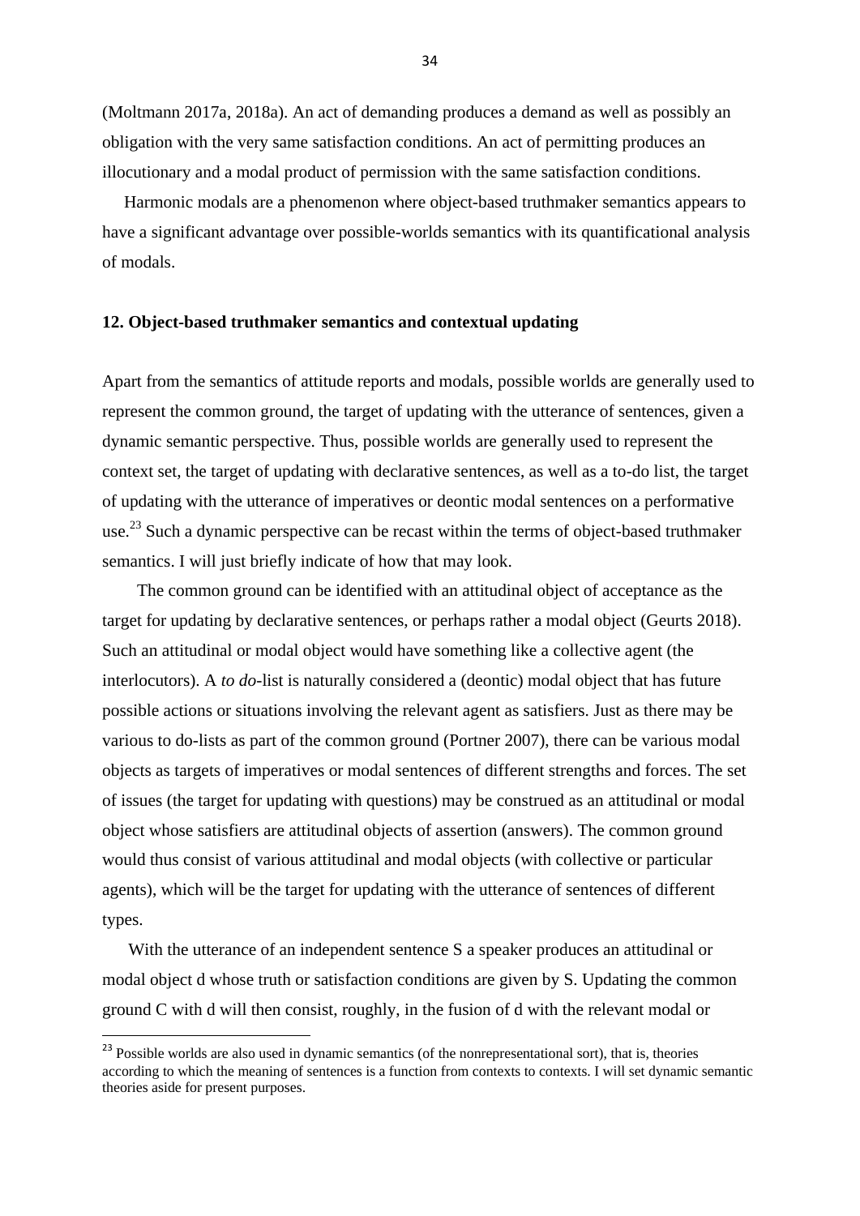(Moltmann 2017a, 2018a). An act of demanding produces a demand as well as possibly an obligation with the very same satisfaction conditions. An act of permitting produces an illocutionary and a modal product of permission with the same satisfaction conditions.

Harmonic modals are a phenomenon where object-based truthmaker semantics appears to have a significant advantage over possible-worlds semantics with its quantificational analysis of modals.

## 12. Object-based truthmaker semantics and contextual updating

Apart from the semantics of attitude reports and modals, possible worlds are generally used to represent the common ground, the target of updating with the utterance of sentences, given a dynamic semantic perspective. Thus, possible worlds are generally used to represent the context set, the target of updating with declarative sentences, as well as a to-do list, the target of updating with the utterance of imperatives or deontic modal sentences on a performative use.[23] Such a dynamic perspective can be recast within the terms of object-based truthmaker semantics. I will just briefly indicate of how that may look.

The common ground can be identified with an attitudinal object of acceptance as the target for updating by declarative sentences, or perhaps rather a modal object (Geurts 2018). Such an attitudinal or modal object would have something like a collective agent (the interlocutors). A *to do*-list is naturally considered a (deontic) modal object that has future possible actions or situations involving the relevant agent as satisfiers. Just as there may be various to do-lists as part of the common ground (Portner 2007), there can be various modal objects as targets of imperatives or modal sentences of different strengths and forces. The set of issues (the target for updating with questions) may be construed as an attitudinal or modal object whose satisfiers are attitudinal objects of assertion (answers). The common ground would thus consist of various attitudinal and modal objects (with collective or particular agents), which will be the target for updating with the utterance of sentences of different types.

With the utterance of an independent sentence S a speaker produces an attitudinal or modal object d whose truth or satisfaction conditions are given by S. Updating the common ground C with d will then consist, roughly, in the fusion of d with the relevant modal or

[23] Possible worlds are also used in dynamic semantics (of the nonrepresentational sort), that is, theories according to which the meaning of sentences is a function from contexts to contexts. I will set dynamic semantic theories aside for present purposes.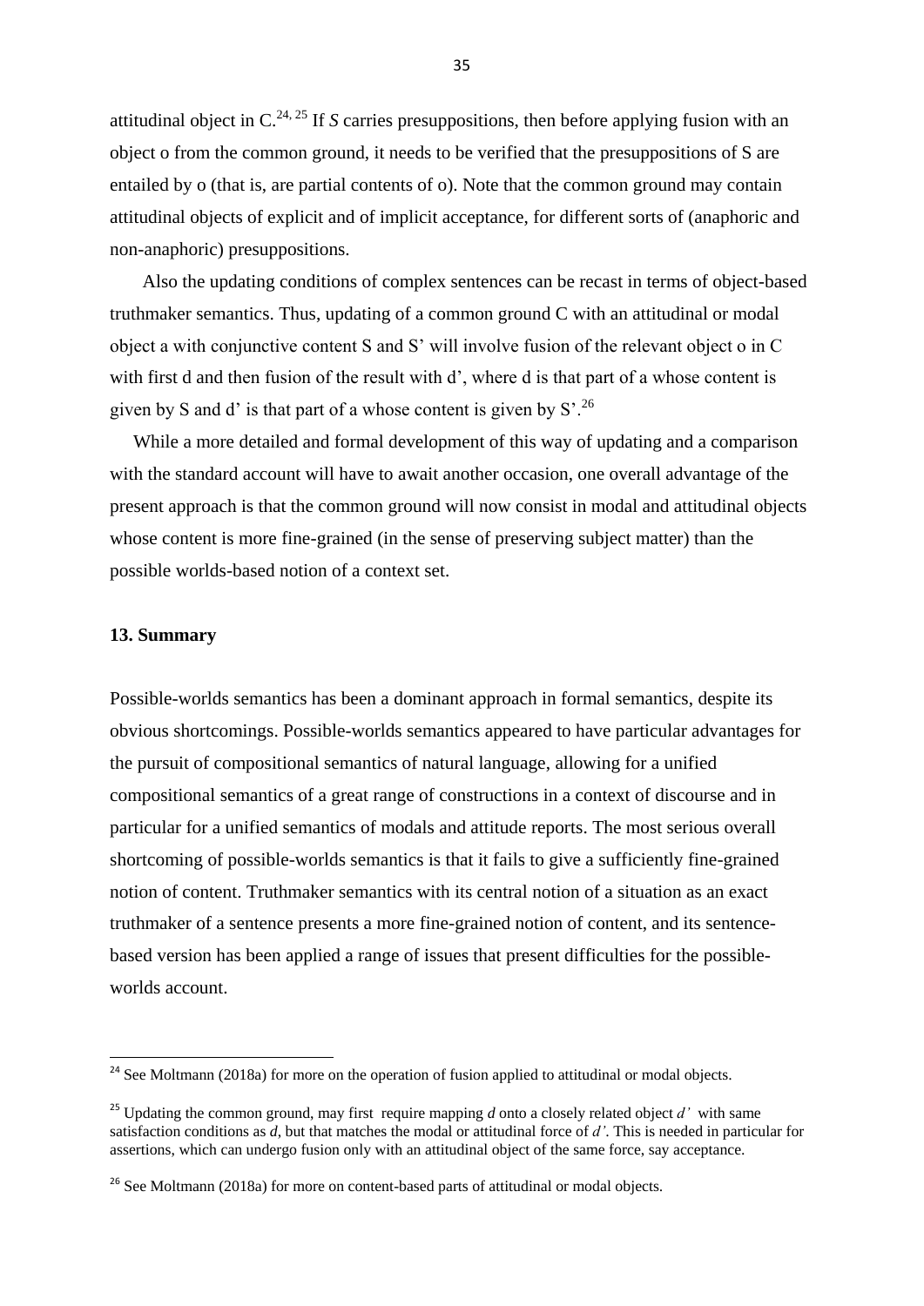attitudinal object in C.[24, 25] If *S* carries presuppositions, then before applying fusion with an object o from the common ground, it needs to be verified that the presuppositions of S are entailed by o (that is, are partial contents of o). Note that the common ground may contain attitudinal objects of explicit and of implicit acceptance, for different sorts of (anaphoric and non-anaphoric) presuppositions.

Also the updating conditions of complex sentences can be recast in terms of object-based truthmaker semantics. Thus, updating of a common ground C with an attitudinal or modal object a with conjunctive content S and S' will involve fusion of the relevant object o in C with first d and then fusion of the result with d', where d is that part of a whose content is given by S and d' is that part of a whose content is given by S'.[26]

While a more detailed and formal development of this way of updating and a comparison with the standard account will have to await another occasion, one overall advantage of the present approach is that the common ground will now consist in modal and attitudinal objects whose content is more fine-grained (in the sense of preserving subject matter) than the possible worlds-based notion of a context set.

## 13. Summary

Possible-worlds semantics has been a dominant approach in formal semantics, despite its obvious shortcomings. Possible-worlds semantics appeared to have particular advantages for the pursuit of compositional semantics of natural language, allowing for a unified compositional semantics of a great range of constructions in a context of discourse and in particular for a unified semantics of modals and attitude reports. The most serious overall shortcoming of possible-worlds semantics is that it fails to give a sufficiently fine-grained notion of content. Truthmaker semantics with its central notion of a situation as an exact truthmaker of a sentence presents a more fine-grained notion of content, and its sentence-based version has been applied a range of issues that present difficulties for the possible-worlds account.

---

[24] See Moltmann (2018a) for more on the operation of fusion applied to attitudinal or modal objects.

[25] Updating the common ground, may first require mapping *d* onto a closely related object *d'* with same satisfaction conditions as *d*, but that matches the modal or attitudinal force of *d'*. This is needed in particular for assertions, which can undergo fusion only with an attitudinal object of the same force, say acceptance.

[26] See Moltmann (2018a) for more on content-based parts of attitudinal or modal objects.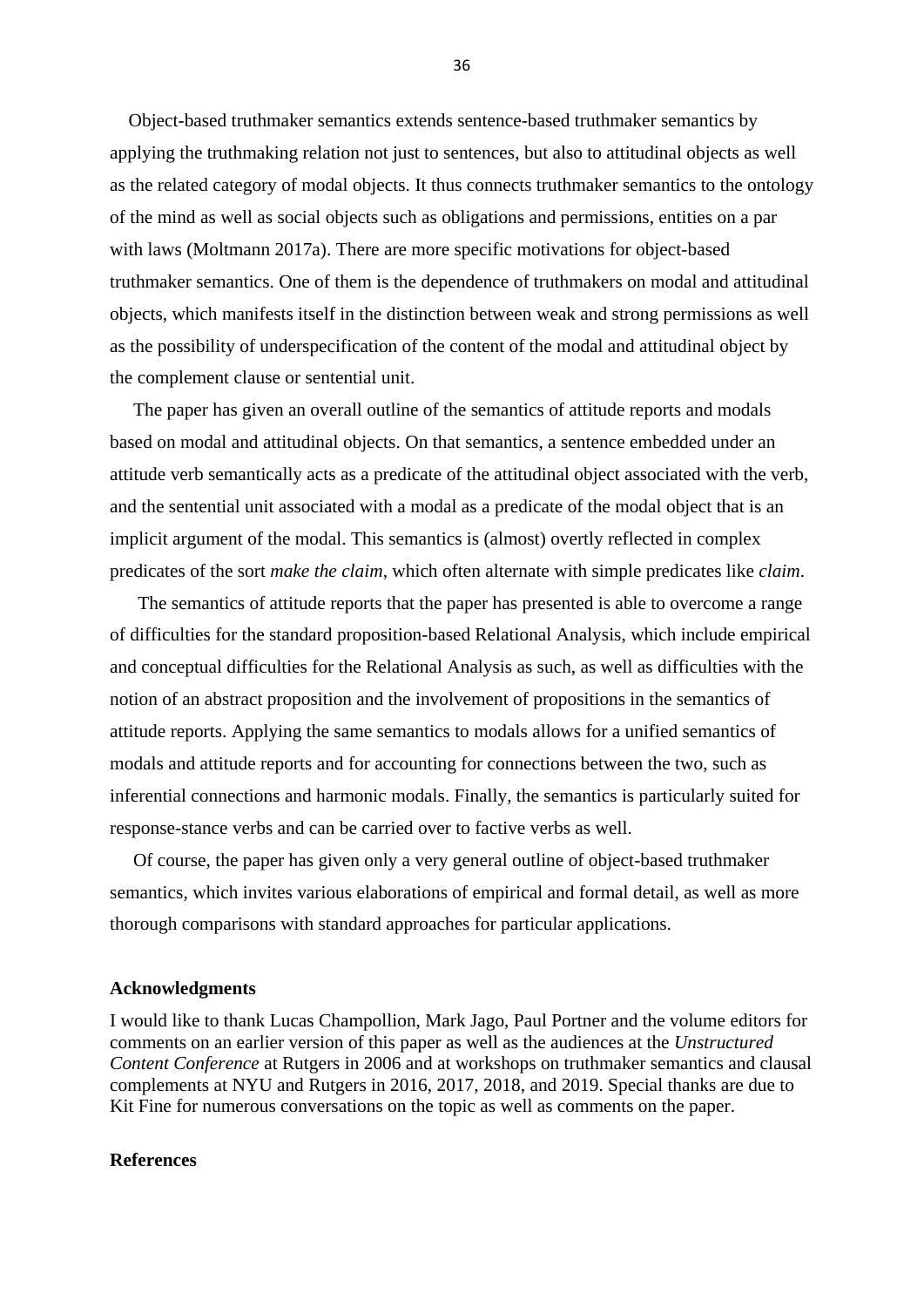Object-based truthmaker semantics extends sentence-based truthmaker semantics by applying the truthmaking relation not just to sentences, but also to attitudinal objects as well as the related category of modal objects. It thus connects truthmaker semantics to the ontology of the mind as well as social objects such as obligations and permissions, entities on a par with laws (Moltmann 2017a). There are more specific motivations for object-based truthmaker semantics. One of them is the dependence of truthmakers on modal and attitudinal objects, which manifests itself in the distinction between weak and strong permissions as well as the possibility of underspecification of the content of the modal and attitudinal object by the complement clause or sentential unit.

The paper has given an overall outline of the semantics of attitude reports and modals based on modal and attitudinal objects. On that semantics, a sentence embedded under an attitude verb semantically acts as a predicate of the attitudinal object associated with the verb, and the sentential unit associated with a modal as a predicate of the modal object that is an implicit argument of the modal. This semantics is (almost) overtly reflected in complex predicates of the sort *make the claim*, which often alternate with simple predicates like *claim*.

The semantics of attitude reports that the paper has presented is able to overcome a range of difficulties for the standard proposition-based Relational Analysis, which include empirical and conceptual difficulties for the Relational Analysis as such, as well as difficulties with the notion of an abstract proposition and the involvement of propositions in the semantics of attitude reports. Applying the same semantics to modals allows for a unified semantics of modals and attitude reports and for accounting for connections between the two, such as inferential connections and harmonic modals. Finally, the semantics is particularly suited for response-stance verbs and can be carried over to factive verbs as well.

Of course, the paper has given only a very general outline of object-based truthmaker semantics, which invites various elaborations of empirical and formal detail, as well as more thorough comparisons with standard approaches for particular applications.

**Acknowledgments**

I would like to thank Lucas Champollion, Mark Jago, Paul Portner and the volume editors for comments on an earlier version of this paper as well as the audiences at the *Unstructured Content Conference* at Rutgers in 2006 and at workshops on truthmaker semantics and clausal complements at NYU and Rutgers in 2016, 2017, 2018, and 2019. Special thanks are due to Kit Fine for numerous conversations on the topic as well as comments on the paper.

**References**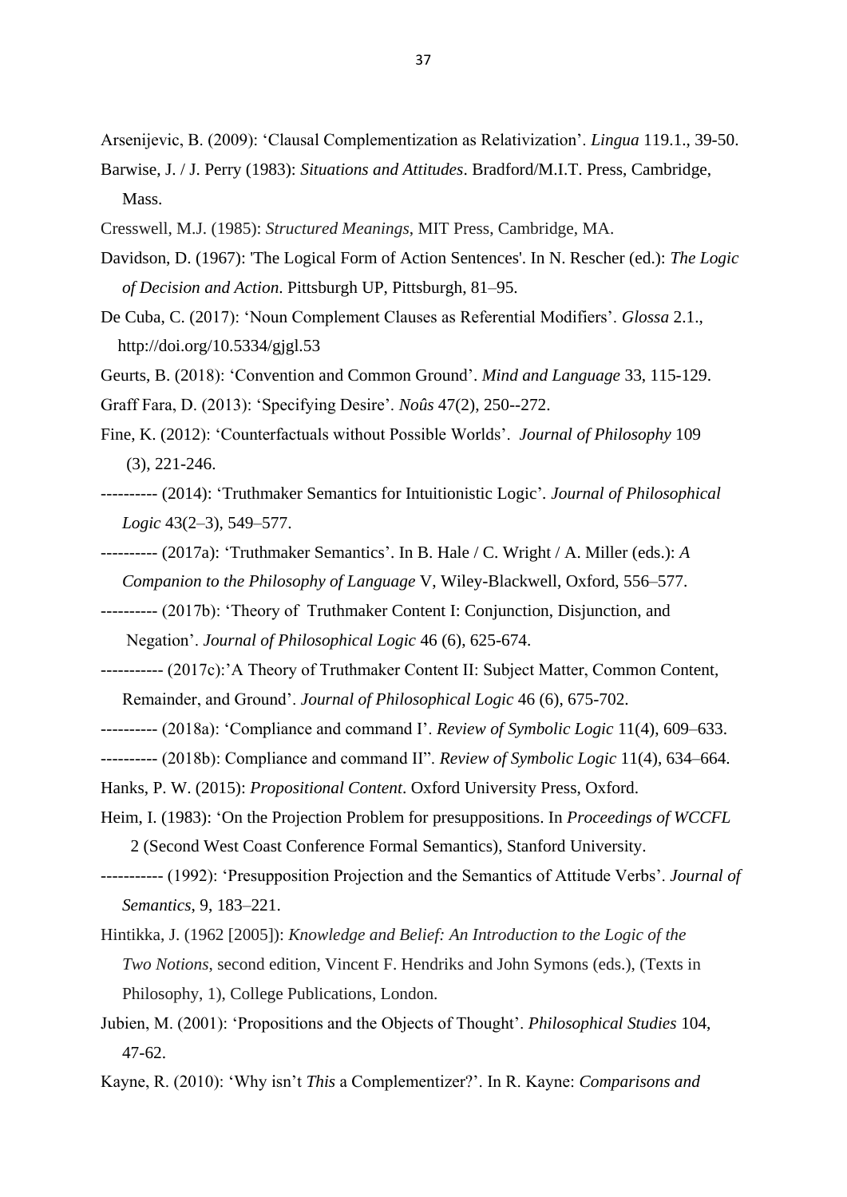Arsenijevic, B. (2009): ‘Clausal Complementization as Relativization’. *Lingua* 119.1., 39-50.

Barwise, J. / J. Perry (1983): *Situations and Attitudes*. Bradford/M.I.T. Press, Cambridge, Mass.

Cresswell, M.J. (1985): *Structured Meanings*, MIT Press, Cambridge, MA.

Davidson, D. (1967): 'The Logical Form of Action Sentences'. In N. Rescher (ed.): *The Logic of Decision and Action*. Pittsburgh UP, Pittsburgh, 81–95.

De Cuba, C. (2017): ‘Noun Complement Clauses as Referential Modifiers’. *Glossa* 2.1., http://doi.org/10.5334/gjgl.53

Geurts, B. (2018): ‘Convention and Common Ground’. *Mind and Language* 33, 115-129.

Graff Fara, D. (2013): ‘Specifying Desire’. *Noûs* 47(2), 250--272.

Fine, K. (2012): ‘Counterfactuals without Possible Worlds’. *Journal of Philosophy* 109 (3), 221-246.

---------- (2014): ‘Truthmaker Semantics for Intuitionistic Logic’. *Journal of Philosophical Logic* 43(2–3), 549–577.

---------- (2017a): ‘Truthmaker Semantics’. In B. Hale / C. Wright / A. Miller (eds.): *A Companion to the Philosophy of Language* V, Wiley-Blackwell, Oxford, 556–577.

---------- (2017b): ‘Theory of Truthmaker Content I: Conjunction, Disjunction, and Negation’. *Journal of Philosophical Logic* 46 (6), 625-674.

----------- (2017c):’A Theory of Truthmaker Content II: Subject Matter, Common Content, Remainder, and Ground’. *Journal of Philosophical Logic* 46 (6), 675-702.

---------- (2018a): ‘Compliance and command I’. *Review of Symbolic Logic* 11(4), 609–633.

---------- (2018b): Compliance and command II”. *Review of Symbolic Logic* 11(4), 634–664.

Hanks, P. W. (2015): *Propositional Content*. Oxford University Press, Oxford.

Heim, I. (1983): ‘On the Projection Problem for presuppositions. In *Proceedings of WCCFL* 2 (Second West Coast Conference Formal Semantics), Stanford University.

----------- (1992): ‘Presupposition Projection and the Semantics of Attitude Verbs’. *Journal of Semantics*, 9, 183–221.

Hintikka, J. (1962 [2005]): *Knowledge and Belief: An Introduction to the Logic of the Two Notions*, second edition, Vincent F. Hendriks and John Symons (eds.), (Texts in Philosophy, 1), College Publications, London.

Jubien, M. (2001): ‘Propositions and the Objects of Thought’. *Philosophical Studies* 104, 47-62.

Kayne, R. (2010): ‘Why isn’t *This* a Complementizer?’. In R. Kayne: *Comparisons and*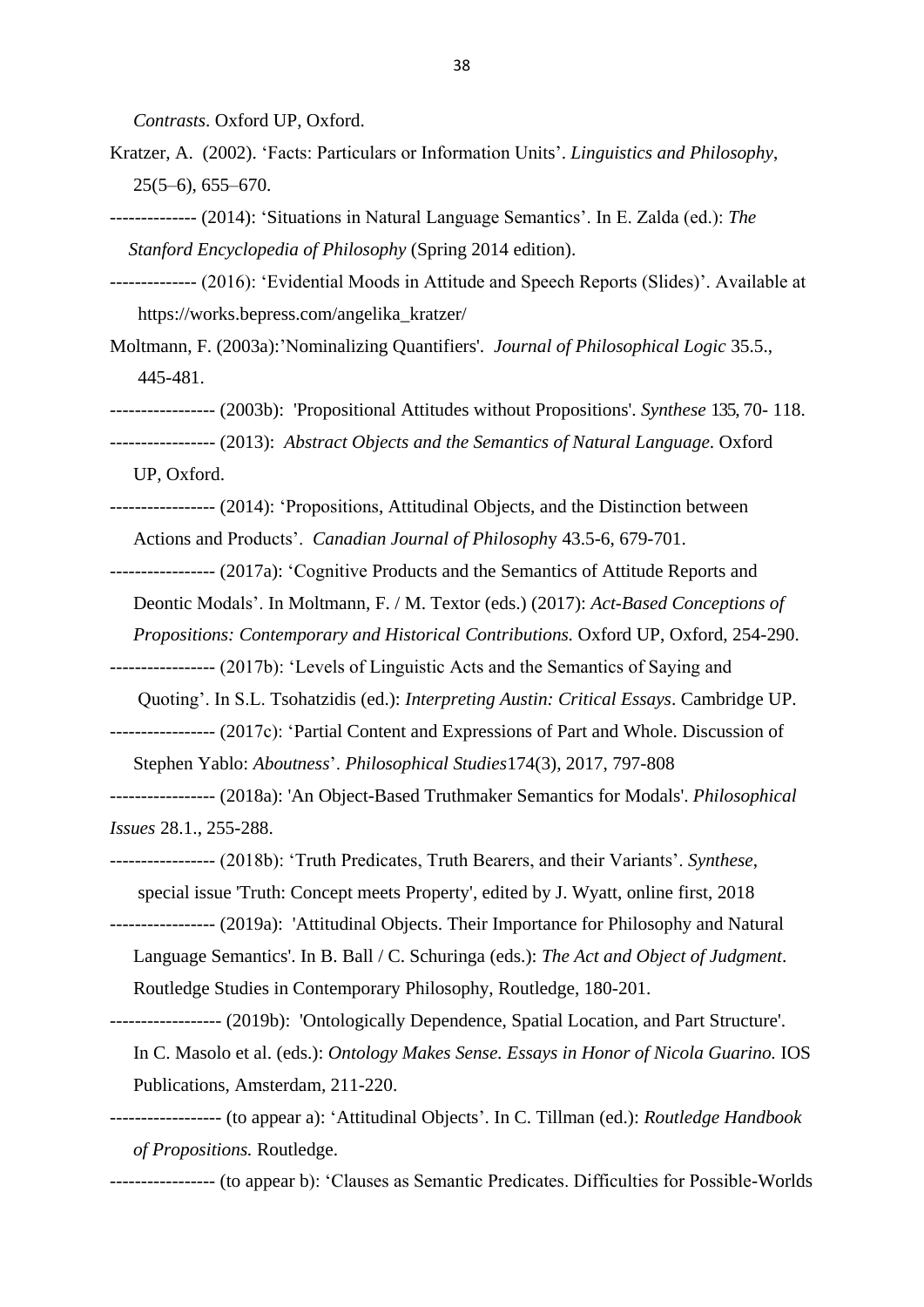*Contrasts*. Oxford UP, Oxford.

Kratzer, A. (2002). 'Facts: Particulars or Information Units'. *Linguistics and Philosophy*, 25(5–6), 655–670.

-------------- (2014): 'Situations in Natural Language Semantics'. In E. Zalda (ed.): *The Stanford Encyclopedia of Philosophy* (Spring 2014 edition).

-------------- (2016): 'Evidential Moods in Attitude and Speech Reports (Slides)'. Available at https://works.bepress.com/angelika_kratzer/

Moltmann, F. (2003a):'Nominalizing Quantifiers'. *Journal of Philosophical Logic* 35.5., 445-481.

----------------- (2003b): 'Propositional Attitudes without Propositions'. *Synthese* 135, 70- 118.

----------------- (2013): *Abstract Objects and the Semantics of Natural Language*. Oxford UP, Oxford.

----------------- (2014): 'Propositions, Attitudinal Objects, and the Distinction between Actions and Products'. *Canadian Journal of Philosophy* 43.5-6, 679-701.

----------------- (2017a): 'Cognitive Products and the Semantics of Attitude Reports and Deontic Modals'. In Moltmann, F. / M. Textor (eds.) (2017): *Act-Based Conceptions of Propositions: Contemporary and Historical Contributions.* Oxford UP, Oxford, 254-290.

----------------- (2017b): 'Levels of Linguistic Acts and the Semantics of Saying and Quoting'. In S.L. Tsohatzidis (ed.): *Interpreting Austin: Critical Essays*. Cambridge UP.

----------------- (2017c): 'Partial Content and Expressions of Part and Whole. Discussion of Stephen Yablo: *Aboutness*'. *Philosophical Studies*174(3), 2017, 797-808

----------------- (2018a): 'An Object-Based Truthmaker Semantics for Modals'. *Philosophical Issues* 28.1., 255-288.

----------------- (2018b): 'Truth Predicates, Truth Bearers, and their Variants'. *Synthese*, special issue 'Truth: Concept meets Property', edited by J. Wyatt, online first, 2018

----------------- (2019a): 'Attitudinal Objects. Their Importance for Philosophy and Natural Language Semantics'. In B. Ball / C. Schuringa (eds.): *The Act and Object of Judgment*. Routledge Studies in Contemporary Philosophy, Routledge, 180-201.

------------------ (2019b): 'Ontologically Dependence, Spatial Location, and Part Structure'. In C. Masolo et al. (eds.): *Ontology Makes Sense. Essays in Honor of Nicola Guarino.* IOS Publications, Amsterdam, 211-220.

------------------ (to appear a): 'Attitudinal Objects'. In C. Tillman (ed.): *Routledge Handbook of Propositions.* Routledge.

----------------- (to appear b): 'Clauses as Semantic Predicates. Difficulties for Possible-Worlds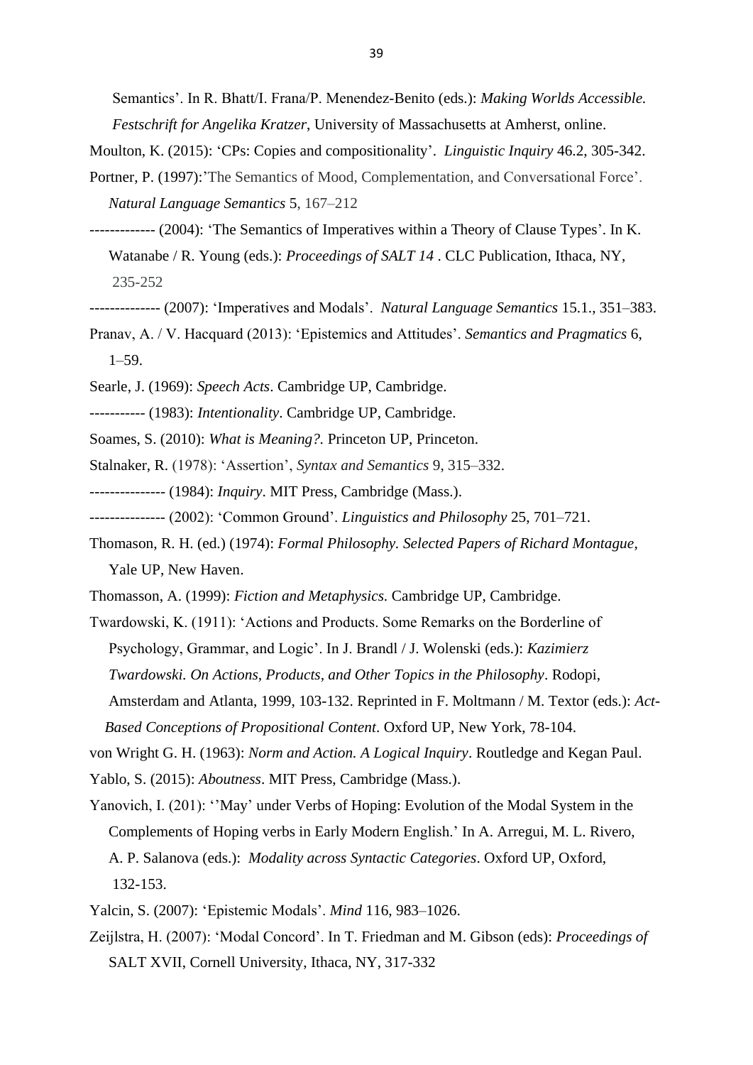Semantics'. In R. Bhatt/I. Frana/P. Menendez-Benito (eds.): *Making Worlds Accessible. Festschrift for Angelika Kratzer*, University of Massachusetts at Amherst, online.

Moulton, K. (2015): 'CPs: Copies and compositionality'. *Linguistic Inquiry* 46.2, 305-342.

Portner, P. (1997):'The Semantics of Mood, Complementation, and Conversational Force'. *Natural Language Semantics* 5, 167–212

------------ (2004): 'The Semantics of Imperatives within a Theory of Clause Types'. In K. Watanabe / R. Young (eds.): *Proceedings of SALT 14* . CLC Publication, Ithaca, NY, 235-252

------------- (2007): 'Imperatives and Modals'. *Natural Language Semantics* 15.1., 351–383.

Pranav, A. / V. Hacquard (2013): 'Epistemics and Attitudes'. *Semantics and Pragmatics* 6, 1–59.

Searle, J. (1969): *Speech Acts*. Cambridge UP, Cambridge.

----------- (1983): *Intentionality*. Cambridge UP, Cambridge.

Soames, S. (2010): *What is Meaning?.* Princeton UP, Princeton.

Stalnaker, R. (1978): 'Assertion', *Syntax and Semantics* 9, 315–332.

-------------- (1984): *Inquiry*. MIT Press, Cambridge (Mass.).

-------------- (2002): 'Common Ground'. *Linguistics and Philosophy* 25, 701–721.

Thomason, R. H. (ed.) (1974): *Formal Philosophy. Selected Papers of Richard Montague*, Yale UP, New Haven.

Thomasson, A. (1999): *Fiction and Metaphysics.* Cambridge UP, Cambridge.

Twardowski, K. (1911): 'Actions and Products. Some Remarks on the Borderline of Psychology, Grammar, and Logic'. In J. Brandl / J. Wolenski (eds.): *Kazimierz Twardowski. On Actions, Products, and Other Topics in the Philosophy*. Rodopi, Amsterdam and Atlanta, 1999, 103-132. Reprinted in F. Moltmann / M. Textor (eds.): *Act-Based Conceptions of Propositional Content*. Oxford UP, New York, 78-104.

von Wright G. H. (1963): *Norm and Action. A Logical Inquiry*. Routledge and Kegan Paul.

Yablo, S. (2015): *Aboutness*. MIT Press, Cambridge (Mass.).

Yanovich, I. (201): ''May' under Verbs of Hoping: Evolution of the Modal System in the Complements of Hoping verbs in Early Modern English.' In A. Arregui, M. L. Rivero, A. P. Salanova (eds.): *Modality across Syntactic Categories*. Oxford UP, Oxford, 132-153.

Yalcin, S. (2007): 'Epistemic Modals'. *Mind* 116, 983–1026.

Zeijlstra, H. (2007): 'Modal Concord'. In T. Friedman and M. Gibson (eds): *Proceedings of* SALT XVII, Cornell University, Ithaca, NY, 317-332